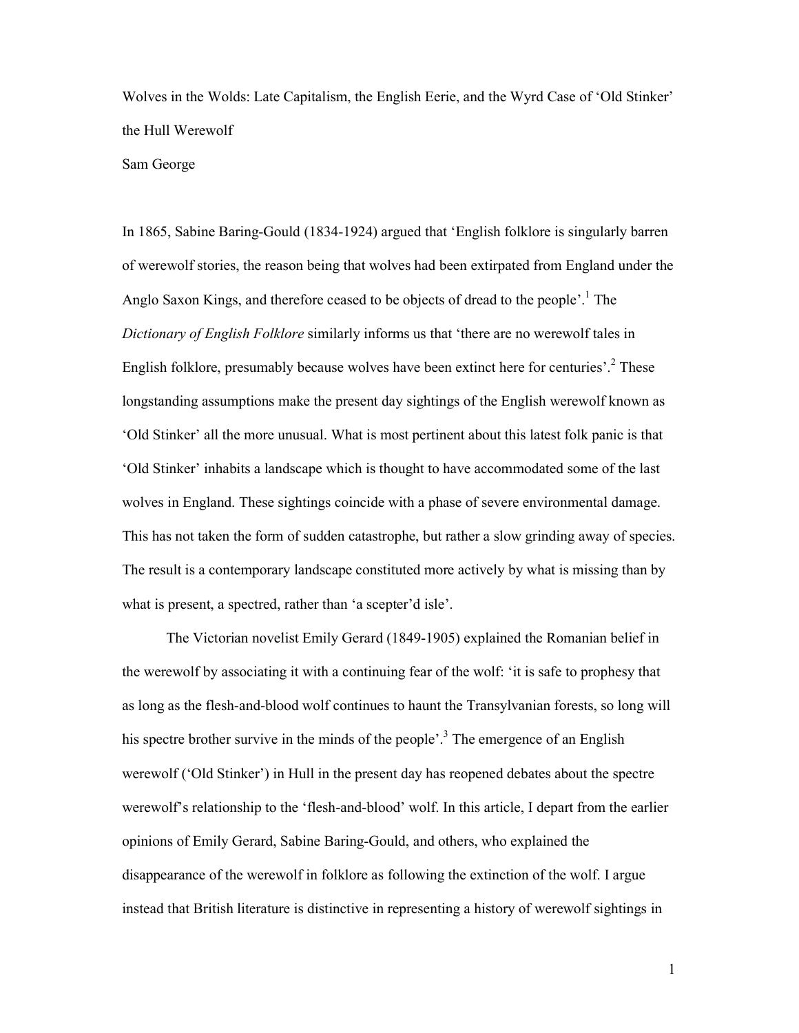# Wolves in the Wolds: Late Capitalism, the English Eerie, and the Wyrd Case of 'Old Stinker' the Hull Werewolf

Sam George

In 1865, Sabine Baring-Gould (1834-1924) argued that 'English folklore is singularly barren of werewolf stories, the reason being that wolves had been extirpated from England under the Anglo Saxon Kings, and therefore ceased to be objects of dread to the people'.[1] The *Dictionary of English Folklore* similarly informs us that 'there are no werewolf tales in English folklore, presumably because wolves have been extinct here for centuries'.[2] These longstanding assumptions make the present day sightings of the English werewolf known as 'Old Stinker' all the more unusual. What is most pertinent about this latest folk panic is that 'Old Stinker' inhabits a landscape which is thought to have accommodated some of the last wolves in England. These sightings coincide with a phase of severe environmental damage. This has not taken the form of sudden catastrophe, but rather a slow grinding away of species. The result is a contemporary landscape constituted more actively by what is missing than by what is present, a spectred, rather than 'a scepter'd isle'.

The Victorian novelist Emily Gerard (1849-1905) explained the Romanian belief in the werewolf by associating it with a continuing fear of the wolf: 'it is safe to prophesy that as long as the flesh-and-blood wolf continues to haunt the Transylvanian forests, so long will his spectre brother survive in the minds of the people'.[3] The emergence of an English werewolf ('Old Stinker') in Hull in the present day has reopened debates about the spectre werewolf's relationship to the 'flesh-and-blood' wolf. In this article, I depart from the earlier opinions of Emily Gerard, Sabine Baring-Gould, and others, who explained the disappearance of the werewolf in folklore as following the extinction of the wolf. I argue instead that British literature is distinctive in representing a history of werewolf sightings in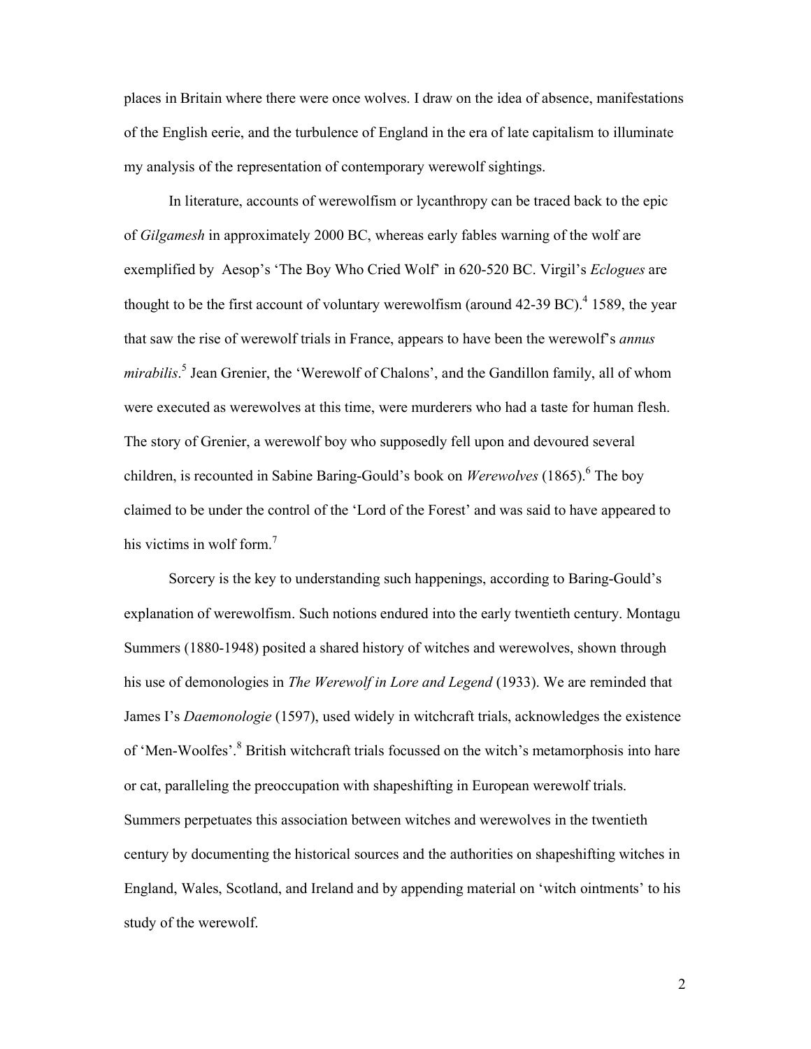places in Britain where there were once wolves. I draw on the idea of absence, manifestations of the English eerie, and the turbulence of England in the era of late capitalism to illuminate my analysis of the representation of contemporary werewolf sightings.

In literature, accounts of werewolfism or lycanthropy can be traced back to the epic of *Gilgamesh* in approximately 2000 BC, whereas early fables warning of the wolf are exemplified by Aesop's 'The Boy Who Cried Wolf' in 620-520 BC. Virgil's *Eclogues* are thought to be the first account of voluntary werewolfism (around 42-39 BC).[4] 1589, the year that saw the rise of werewolf trials in France, appears to have been the werewolf's *annus mirabilis*.[5] Jean Grenier, the 'Werewolf of Chalons', and the Gandillon family, all of whom were executed as werewolves at this time, were murderers who had a taste for human flesh. The story of Grenier, a werewolf boy who supposedly fell upon and devoured several children, is recounted in Sabine Baring-Gould's book on *Werewolves* (1865).[6] The boy claimed to be under the control of the 'Lord of the Forest' and was said to have appeared to his victims in wolf form.[7]

Sorcery is the key to understanding such happenings, according to Baring-Gould's explanation of werewolfism. Such notions endured into the early twentieth century. Montagu Summers (1880-1948) posited a shared history of witches and werewolves, shown through his use of demonologies in *The Werewolf in Lore and Legend* (1933). We are reminded that James I's *Daemonologie* (1597), used widely in witchcraft trials, acknowledges the existence of 'Men-Woolfes'.[8] British witchcraft trials focussed on the witch's metamorphosis into hare or cat, paralleling the preoccupation with shapeshifting in European werewolf trials. Summers perpetuates this association between witches and werewolves in the twentieth century by documenting the historical sources and the authorities on shapeshifting witches in England, Wales, Scotland, and Ireland and by appending material on 'witch ointments' to his study of the werewolf.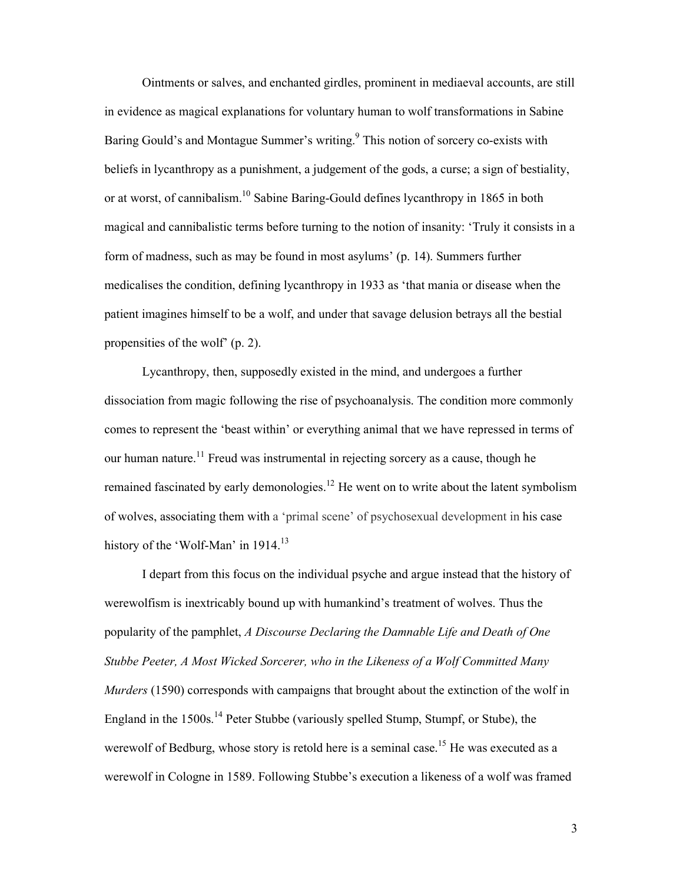Ointments or salves, and enchanted girdles, prominent in mediaeval accounts, are still in evidence as magical explanations for voluntary human to wolf transformations in Sabine Baring Gould's and Montague Summer's writing.[9] This notion of sorcery co-exists with beliefs in lycanthropy as a punishment, a judgement of the gods, a curse; a sign of bestiality, or at worst, of cannibalism.[10] Sabine Baring-Gould defines lycanthropy in 1865 in both magical and cannibalistic terms before turning to the notion of insanity: 'Truly it consists in a form of madness, such as may be found in most asylums' (p. 14). Summers further medicalises the condition, defining lycanthropy in 1933 as 'that mania or disease when the patient imagines himself to be a wolf, and under that savage delusion betrays all the bestial propensities of the wolf' (p. 2).

Lycanthropy, then, supposedly existed in the mind, and undergoes a further dissociation from magic following the rise of psychoanalysis. The condition more commonly comes to represent the 'beast within' or everything animal that we have repressed in terms of our human nature.[11] Freud was instrumental in rejecting sorcery as a cause, though he remained fascinated by early demonologies.[12] He went on to write about the latent symbolism of wolves, associating them with a 'primal scene' of psychosexual development in his case history of the 'Wolf-Man' in 1914.[13]

I depart from this focus on the individual psyche and argue instead that the history of werewolfism is inextricably bound up with humankind's treatment of wolves. Thus the popularity of the pamphlet, *A Discourse Declaring the Damnable Life and Death of One Stubbe Peeter, A Most Wicked Sorcerer, who in the Likeness of a Wolf Committed Many Murders* (1590) corresponds with campaigns that brought about the extinction of the wolf in England in the 1500s.[14] Peter Stubbe (variously spelled Stump, Stumpf, or Stube), the werewolf of Bedburg, whose story is retold here is a seminal case.[15] He was executed as a werewolf in Cologne in 1589. Following Stubbe's execution a likeness of a wolf was framed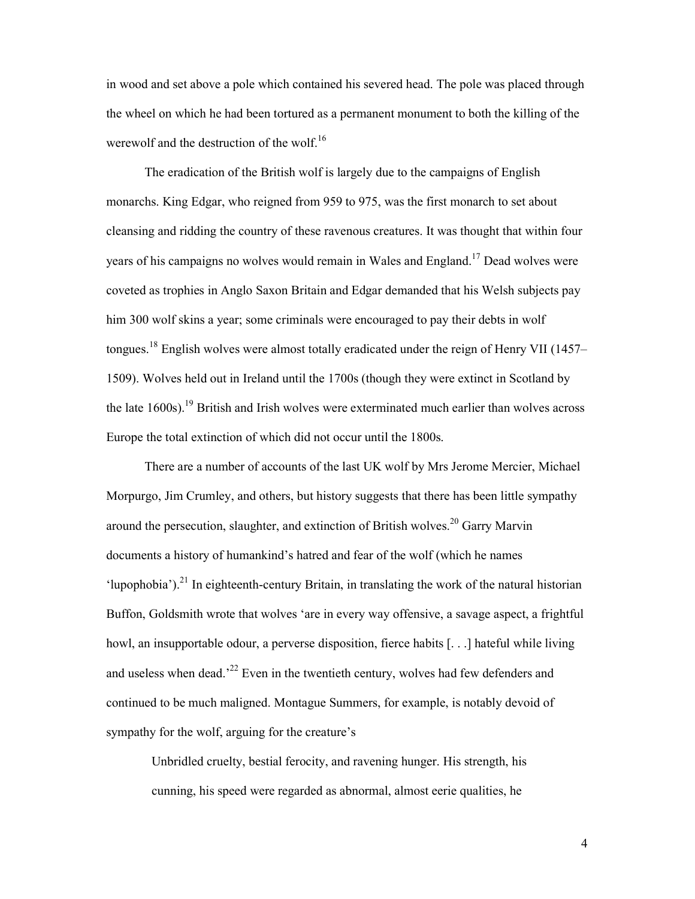in wood and set above a pole which contained his severed head. The pole was placed through the wheel on which he had been tortured as a permanent monument to both the killing of the werewolf and the destruction of the wolf.[16]

The eradication of the British wolf is largely due to the campaigns of English monarchs. King Edgar, who reigned from 959 to 975, was the first monarch to set about cleansing and ridding the country of these ravenous creatures. It was thought that within four years of his campaigns no wolves would remain in Wales and England.[17] Dead wolves were coveted as trophies in Anglo Saxon Britain and Edgar demanded that his Welsh subjects pay him 300 wolf skins a year; some criminals were encouraged to pay their debts in wolf tongues.[18] English wolves were almost totally eradicated under the reign of Henry VII (1457–1509). Wolves held out in Ireland until the 1700s (though they were extinct in Scotland by the late 1600s).[19] British and Irish wolves were exterminated much earlier than wolves across Europe the total extinction of which did not occur until the 1800s.

There are a number of accounts of the last UK wolf by Mrs Jerome Mercier, Michael Morpurgo, Jim Crumley, and others, but history suggests that there has been little sympathy around the persecution, slaughter, and extinction of British wolves.[20] Garry Marvin documents a history of humankind's hatred and fear of the wolf (which he names 'lupophobia').[21] In eighteenth-century Britain, in translating the work of the natural historian Buffon, Goldsmith wrote that wolves 'are in every way offensive, a savage aspect, a frightful howl, an insupportable odour, a perverse disposition, fierce habits [. . .] hateful while living and useless when dead.'[22] Even in the twentieth century, wolves had few defenders and continued to be much maligned. Montague Summers, for example, is notably devoid of sympathy for the wolf, arguing for the creature's

> Unbridled cruelty, bestial ferocity, and ravening hunger. His strength, his cunning, his speed were regarded as abnormal, almost eerie qualities, he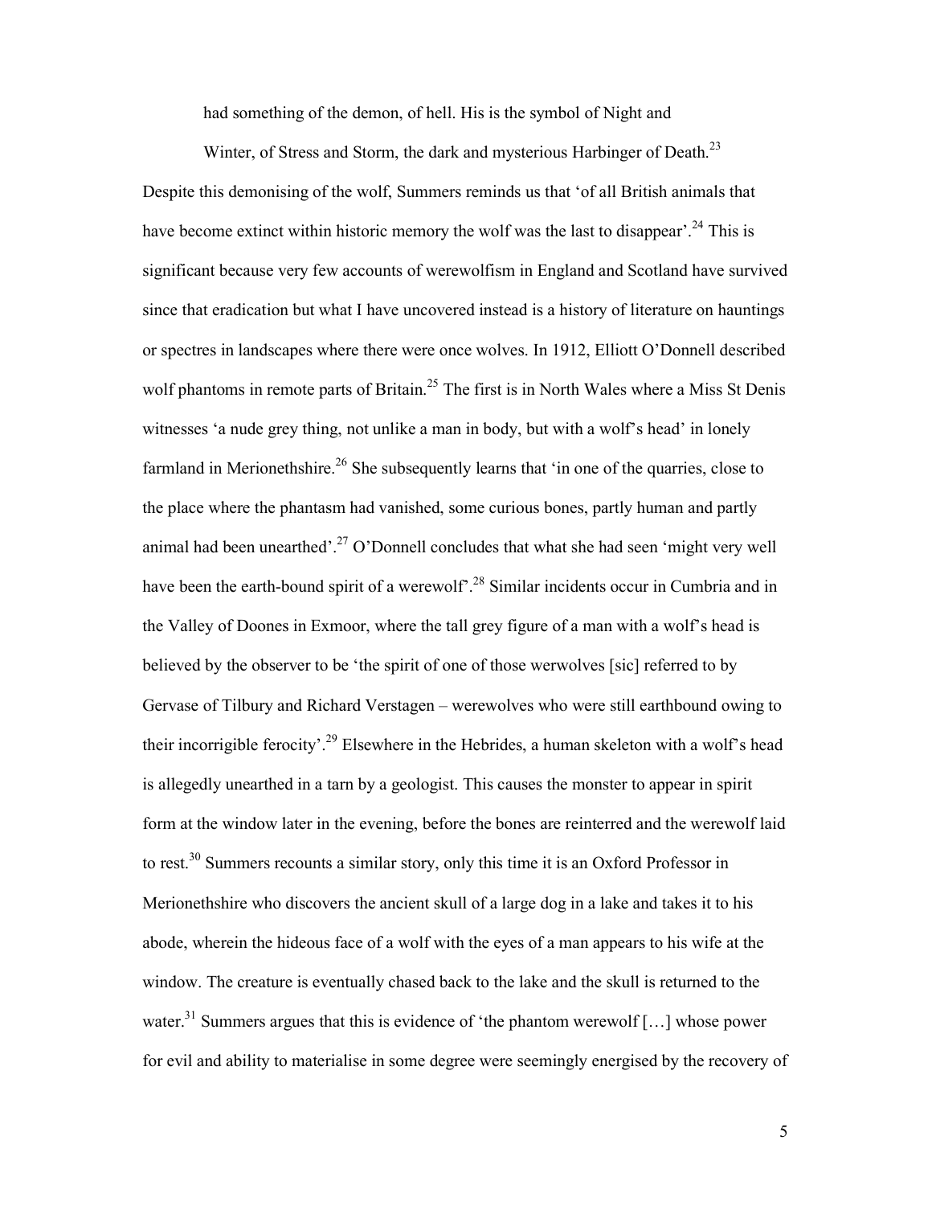> had something of the demon, of hell. His is the symbol of Night and Winter, of Stress and Storm, the dark and mysterious Harbinger of Death.[23]

Despite this demonising of the wolf, Summers reminds us that 'of all British animals that have become extinct within historic memory the wolf was the last to disappear'.[24] This is significant because very few accounts of werewolfism in England and Scotland have survived since that eradication but what I have uncovered instead is a history of literature on hauntings or spectres in landscapes where there were once wolves. In 1912, Elliott O'Donnell described wolf phantoms in remote parts of Britain.[25] The first is in North Wales where a Miss St Denis witnesses 'a nude grey thing, not unlike a man in body, but with a wolf's head' in lonely farmland in Merionethshire.[26] She subsequently learns that 'in one of the quarries, close to the place where the phantasm had vanished, some curious bones, partly human and partly animal had been unearthed'.[27] O'Donnell concludes that what she had seen 'might very well have been the earth-bound spirit of a werewolf'.[28] Similar incidents occur in Cumbria and in the Valley of Doones in Exmoor, where the tall grey figure of a man with a wolf's head is believed by the observer to be 'the spirit of one of those werwolves [sic] referred to by Gervase of Tilbury and Richard Verstagen – werewolves who were still earthbound owing to their incorrigible ferocity'.[29] Elsewhere in the Hebrides, a human skeleton with a wolf's head is allegedly unearthed in a tarn by a geologist. This causes the monster to appear in spirit form at the window later in the evening, before the bones are reinterred and the werewolf laid to rest.[30] Summers recounts a similar story, only this time it is an Oxford Professor in Merionethshire who discovers the ancient skull of a large dog in a lake and takes it to his abode, wherein the hideous face of a wolf with the eyes of a man appears to his wife at the window. The creature is eventually chased back to the lake and the skull is returned to the water.[31] Summers argues that this is evidence of 'the phantom werewolf […] whose power for evil and ability to materialise in some degree were seemingly energised by the recovery of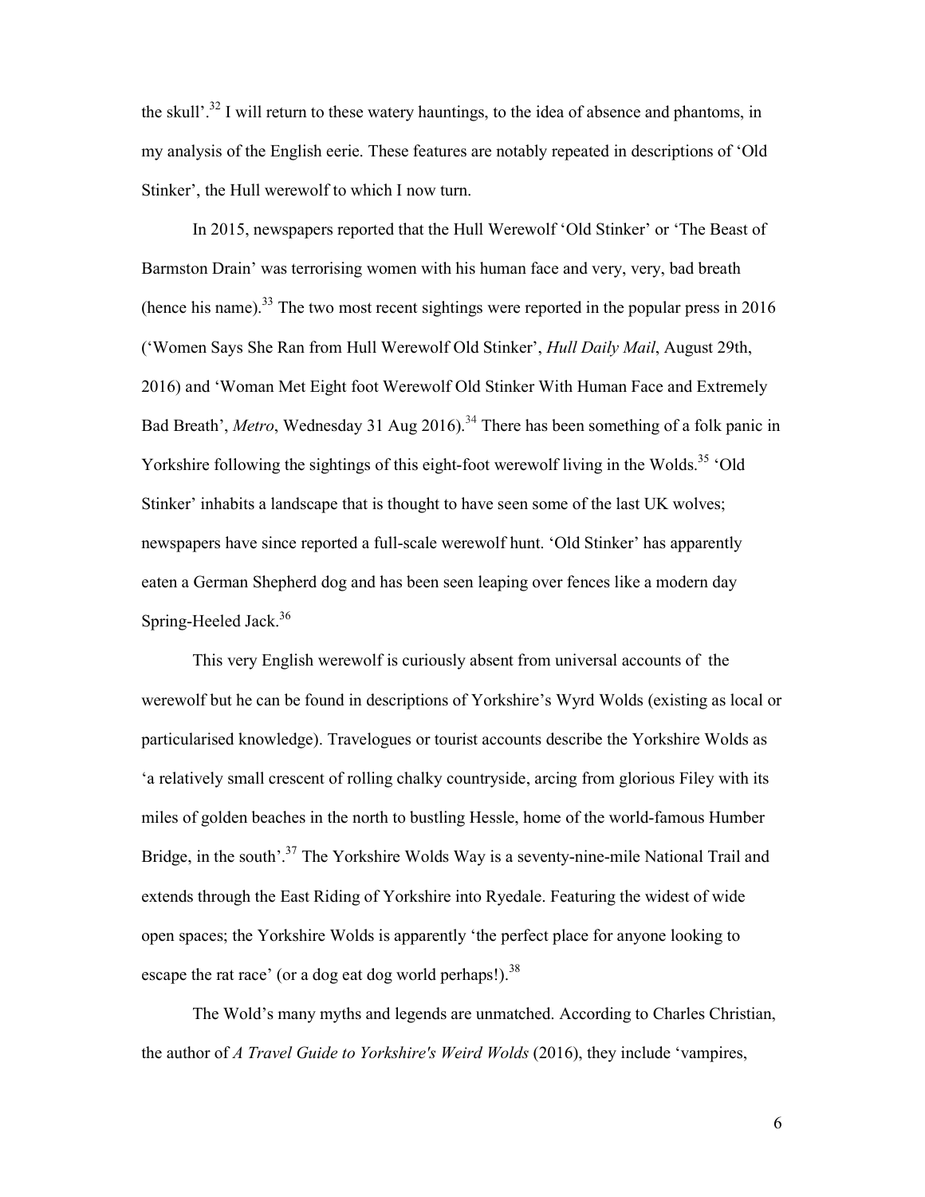the skull'.[32] I will return to these watery hauntings, to the idea of absence and phantoms, in my analysis of the English eerie. These features are notably repeated in descriptions of 'Old Stinker', the Hull werewolf to which I now turn.

In 2015, newspapers reported that the Hull Werewolf 'Old Stinker' or 'The Beast of Barmston Drain' was terrorising women with his human face and very, very, bad breath (hence his name).[33] The two most recent sightings were reported in the popular press in 2016 ('Women Says She Ran from Hull Werewolf Old Stinker', *Hull Daily Mail*, August 29th, 2016) and 'Woman Met Eight foot Werewolf Old Stinker With Human Face and Extremely Bad Breath', *Metro*, Wednesday 31 Aug 2016).[34] There has been something of a folk panic in Yorkshire following the sightings of this eight-foot werewolf living in the Wolds.[35] 'Old Stinker' inhabits a landscape that is thought to have seen some of the last UK wolves; newspapers have since reported a full-scale werewolf hunt. 'Old Stinker' has apparently eaten a German Shepherd dog and has been seen leaping over fences like a modern day Spring-Heeled Jack.[36]

This very English werewolf is curiously absent from universal accounts of the werewolf but he can be found in descriptions of Yorkshire's Wyrd Wolds (existing as local or particularised knowledge). Travelogues or tourist accounts describe the Yorkshire Wolds as 'a relatively small crescent of rolling chalky countryside, arcing from glorious Filey with its miles of golden beaches in the north to bustling Hessle, home of the world-famous Humber Bridge, in the south'.[37] The Yorkshire Wolds Way is a seventy-nine-mile National Trail and extends through the East Riding of Yorkshire into Ryedale. Featuring the widest of wide open spaces; the Yorkshire Wolds is apparently 'the perfect place for anyone looking to escape the rat race' (or a dog eat dog world perhaps!).[38]

The Wold's many myths and legends are unmatched. According to Charles Christian, the author of *A Travel Guide to Yorkshire's Weird Wolds* (2016), they include 'vampires,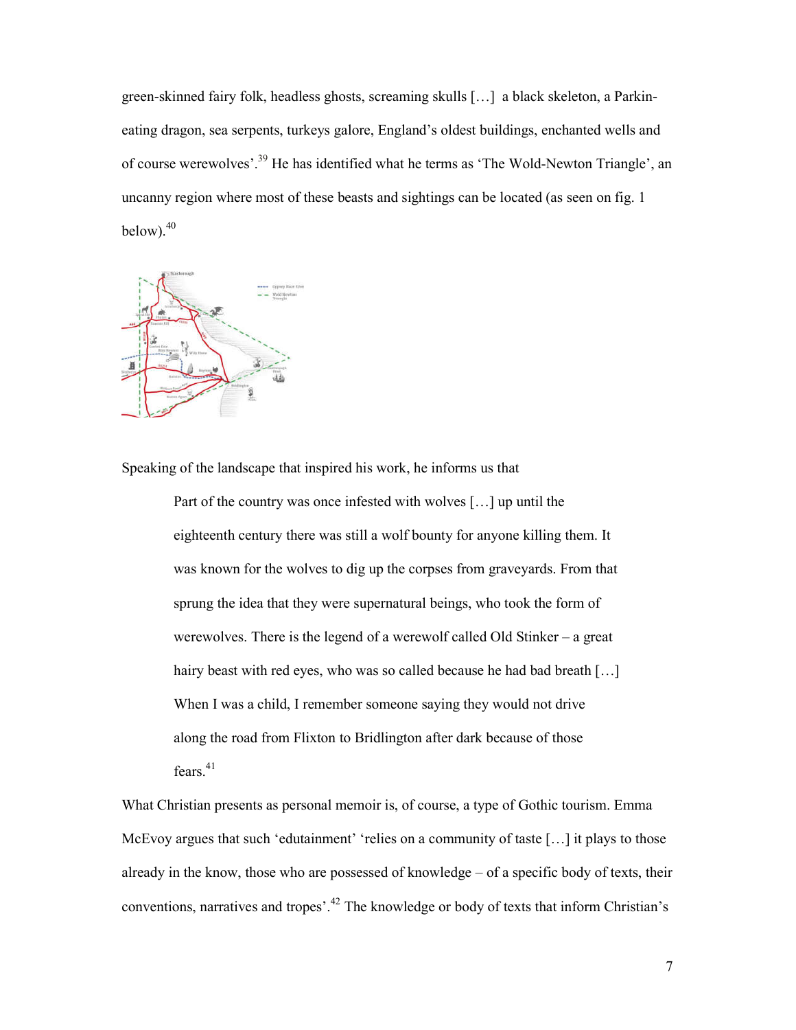green-skinned fairy folk, headless ghosts, screaming skulls […] a black skeleton, a Parkin-eating dragon, sea serpents, turkeys galore, England's oldest buildings, enchanted wells and of course werewolves'.[39] He has identified what he terms as 'The Wold-Newton Triangle', an uncanny region where most of these beasts and sightings can be located (as seen on fig. 1 below).[40]

Speaking of the landscape that inspired his work, he informs us that

> Part of the country was once infested with wolves […] up until the eighteenth century there was still a wolf bounty for anyone killing them. It was known for the wolves to dig up the corpses from graveyards. From that sprung the idea that they were supernatural beings, who took the form of werewolves. There is the legend of a werewolf called Old Stinker – a great hairy beast with red eyes, who was so called because he had bad breath […] When I was a child, I remember someone saying they would not drive along the road from Flixton to Bridlington after dark because of those fears.[41]

What Christian presents as personal memoir is, of course, a type of Gothic tourism. Emma McEvoy argues that such 'edutainment' 'relies on a community of taste […] it plays to those already in the know, those who are possessed of knowledge – of a specific body of texts, their conventions, narratives and tropes'.[42] The knowledge or body of texts that inform Christian's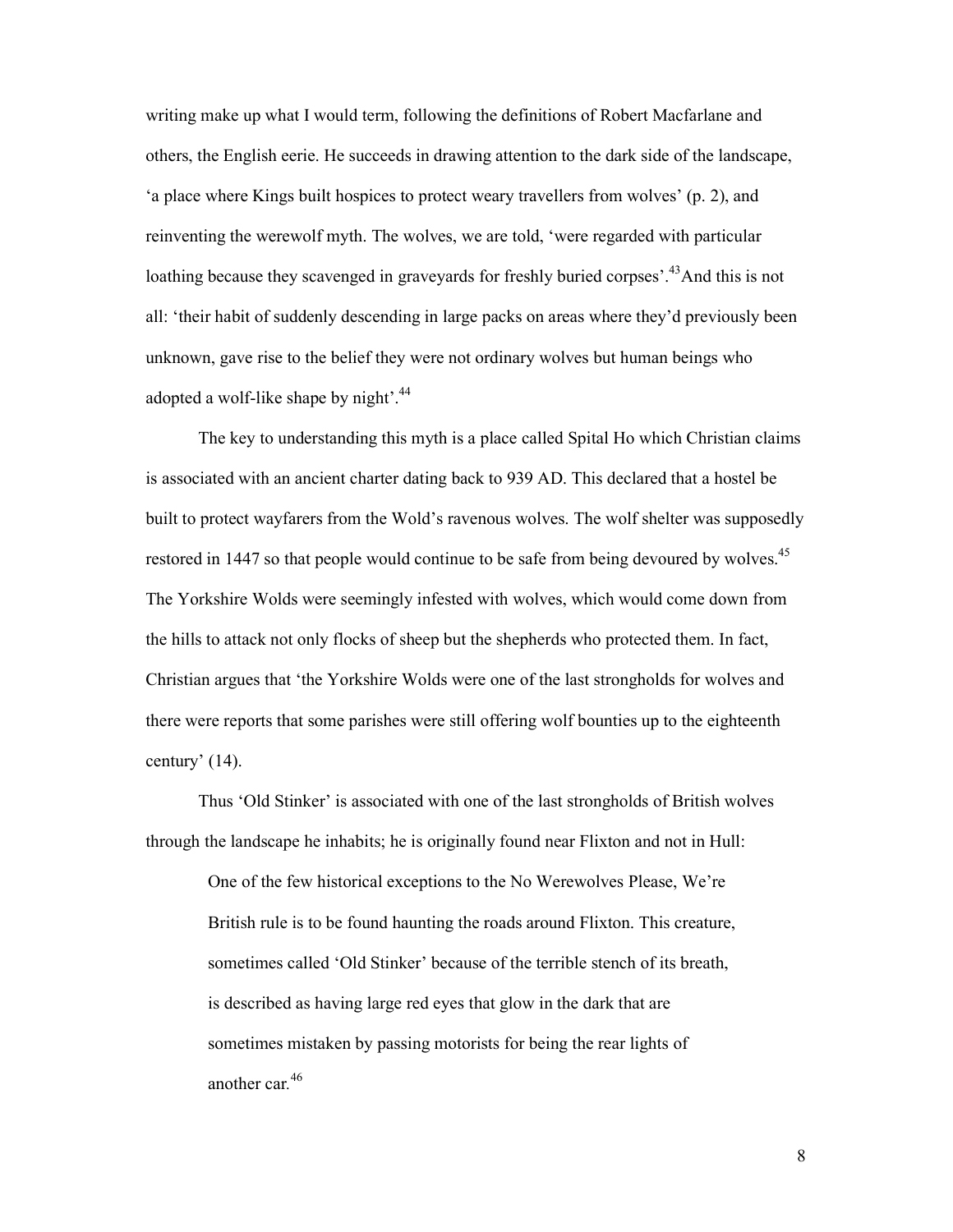writing make up what I would term, following the definitions of Robert Macfarlane and others, the English eerie. He succeeds in drawing attention to the dark side of the landscape, 'a place where Kings built hospices to protect weary travellers from wolves' (p. 2), and reinventing the werewolf myth. The wolves, we are told, 'were regarded with particular loathing because they scavenged in graveyards for freshly buried corpses'.[43] And this is not all: 'their habit of suddenly descending in large packs on areas where they'd previously been unknown, gave rise to the belief they were not ordinary wolves but human beings who adopted a wolf-like shape by night'.[44]

The key to understanding this myth is a place called Spital Ho which Christian claims is associated with an ancient charter dating back to 939 AD. This declared that a hostel be built to protect wayfarers from the Wold's ravenous wolves. The wolf shelter was supposedly restored in 1447 so that people would continue to be safe from being devoured by wolves.[45] The Yorkshire Wolds were seemingly infested with wolves, which would come down from the hills to attack not only flocks of sheep but the shepherds who protected them. In fact, Christian argues that 'the Yorkshire Wolds were one of the last strongholds for wolves and there were reports that some parishes were still offering wolf bounties up to the eighteenth century' (14).

Thus 'Old Stinker' is associated with one of the last strongholds of British wolves through the landscape he inhabits; he is originally found near Flixton and not in Hull:

> One of the few historical exceptions to the No Werewolves Please, We're British rule is to be found haunting the roads around Flixton. This creature, sometimes called 'Old Stinker' because of the terrible stench of its breath, is described as having large red eyes that glow in the dark that are sometimes mistaken by passing motorists for being the rear lights of another car.[46]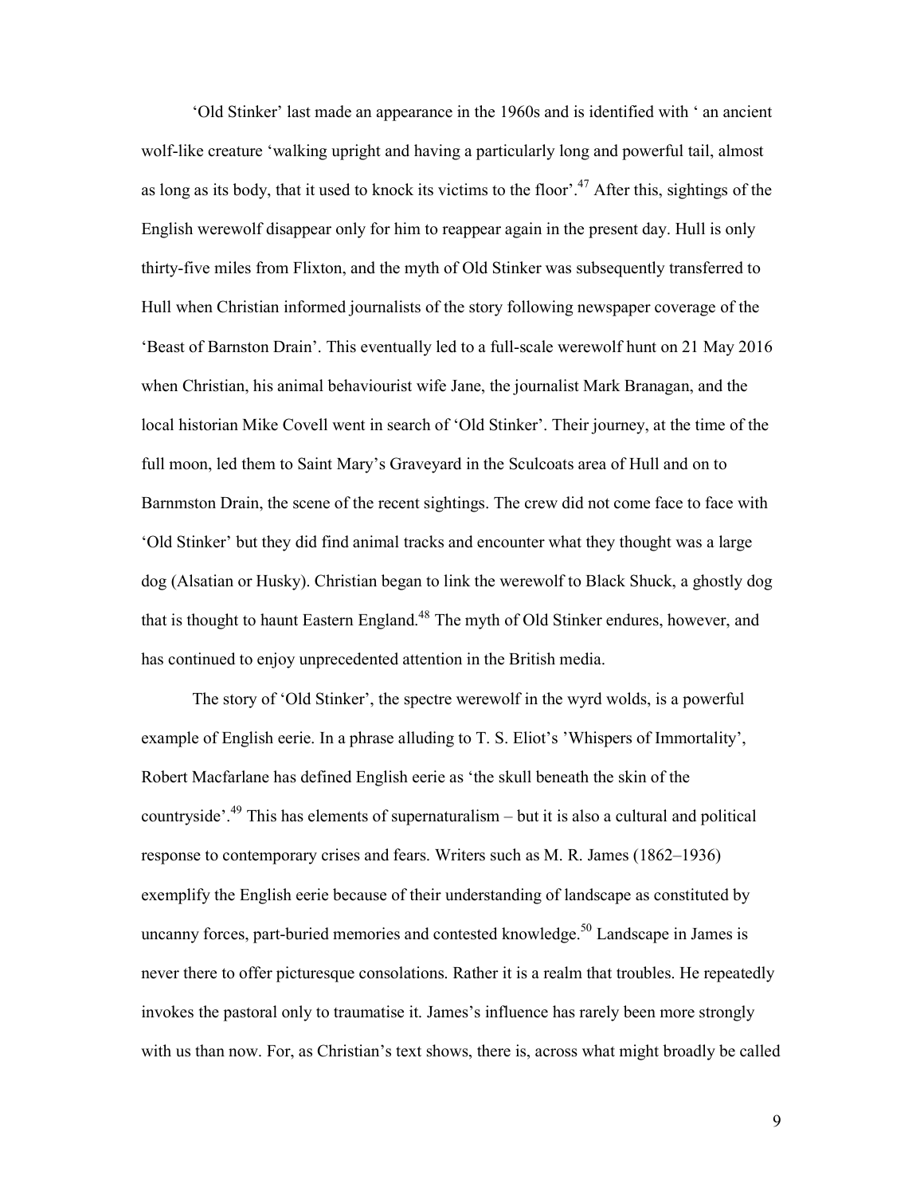'Old Stinker' last made an appearance in the 1960s and is identified with ' an ancient wolf-like creature 'walking upright and having a particularly long and powerful tail, almost as long as its body, that it used to knock its victims to the floor'.[47] After this, sightings of the English werewolf disappear only for him to reappear again in the present day. Hull is only thirty-five miles from Flixton, and the myth of Old Stinker was subsequently transferred to Hull when Christian informed journalists of the story following newspaper coverage of the 'Beast of Barnston Drain'. This eventually led to a full-scale werewolf hunt on 21 May 2016 when Christian, his animal behaviourist wife Jane, the journalist Mark Branagan, and the local historian Mike Covell went in search of 'Old Stinker'. Their journey, at the time of the full moon, led them to Saint Mary's Graveyard in the Sculcoats area of Hull and on to Barnmston Drain, the scene of the recent sightings. The crew did not come face to face with 'Old Stinker' but they did find animal tracks and encounter what they thought was a large dog (Alsatian or Husky). Christian began to link the werewolf to Black Shuck, a ghostly dog that is thought to haunt Eastern England.[48] The myth of Old Stinker endures, however, and has continued to enjoy unprecedented attention in the British media.

The story of 'Old Stinker', the spectre werewolf in the wyrd wolds, is a powerful example of English eerie. In a phrase alluding to T. S. Eliot's 'Whispers of Immortality', Robert Macfarlane has defined English eerie as 'the skull beneath the skin of the countryside'.[49] This has elements of supernaturalism – but it is also a cultural and political response to contemporary crises and fears. Writers such as M. R. James (1862–1936) exemplify the English eerie because of their understanding of landscape as constituted by uncanny forces, part-buried memories and contested knowledge.[50] Landscape in James is never there to offer picturesque consolations. Rather it is a realm that troubles. He repeatedly invokes the pastoral only to traumatise it. James's influence has rarely been more strongly with us than now. For, as Christian's text shows, there is, across what might broadly be called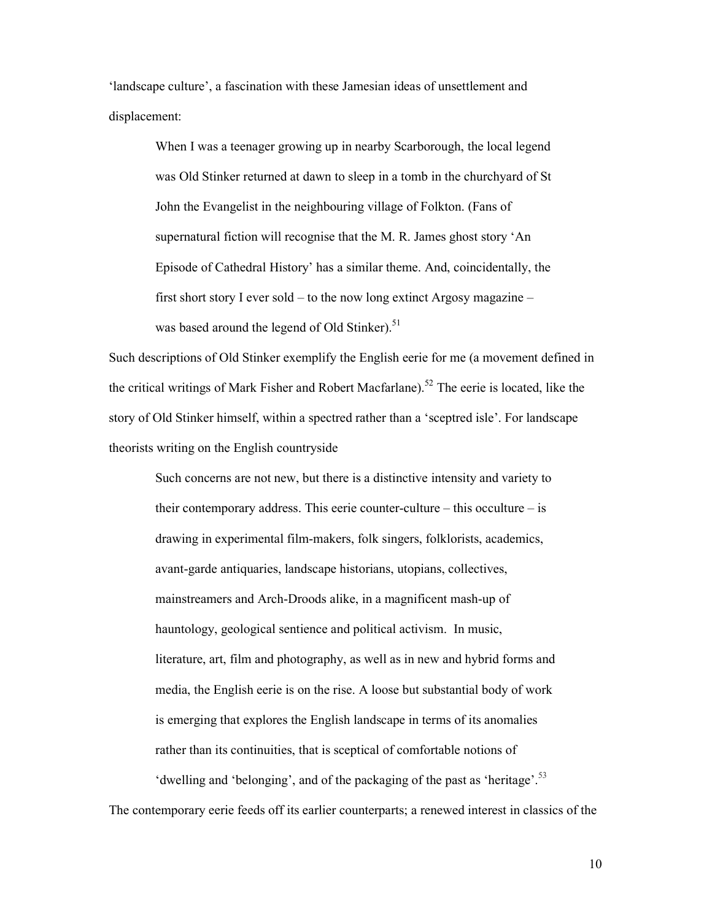'landscape culture', a fascination with these Jamesian ideas of unsettlement and displacement:

> When I was a teenager growing up in nearby Scarborough, the local legend was Old Stinker returned at dawn to sleep in a tomb in the churchyard of St John the Evangelist in the neighbouring village of Folkton. (Fans of supernatural fiction will recognise that the M. R. James ghost story 'An Episode of Cathedral History' has a similar theme. And, coincidentally, the first short story I ever sold – to the now long extinct Argosy magazine – was based around the legend of Old Stinker).[51]

Such descriptions of Old Stinker exemplify the English eerie for me (a movement defined in the critical writings of Mark Fisher and Robert Macfarlane).[52] The eerie is located, like the story of Old Stinker himself, within a spectred rather than a 'sceptred isle'. For landscape theorists writing on the English countryside

> Such concerns are not new, but there is a distinctive intensity and variety to their contemporary address. This eerie counter-culture – this occulture – is drawing in experimental film-makers, folk singers, folklorists, academics, avant-garde antiquaries, landscape historians, utopians, collectives, mainstreamers and Arch-Droods alike, in a magnificent mash-up of hauntology, geological sentience and political activism. In music, literature, art, film and photography, as well as in new and hybrid forms and media, the English eerie is on the rise. A loose but substantial body of work is emerging that explores the English landscape in terms of its anomalies rather than its continuities, that is sceptical of comfortable notions of 'dwelling and 'belonging', and of the packaging of the past as 'heritage'.[53]

The contemporary eerie feeds off its earlier counterparts; a renewed interest in classics of the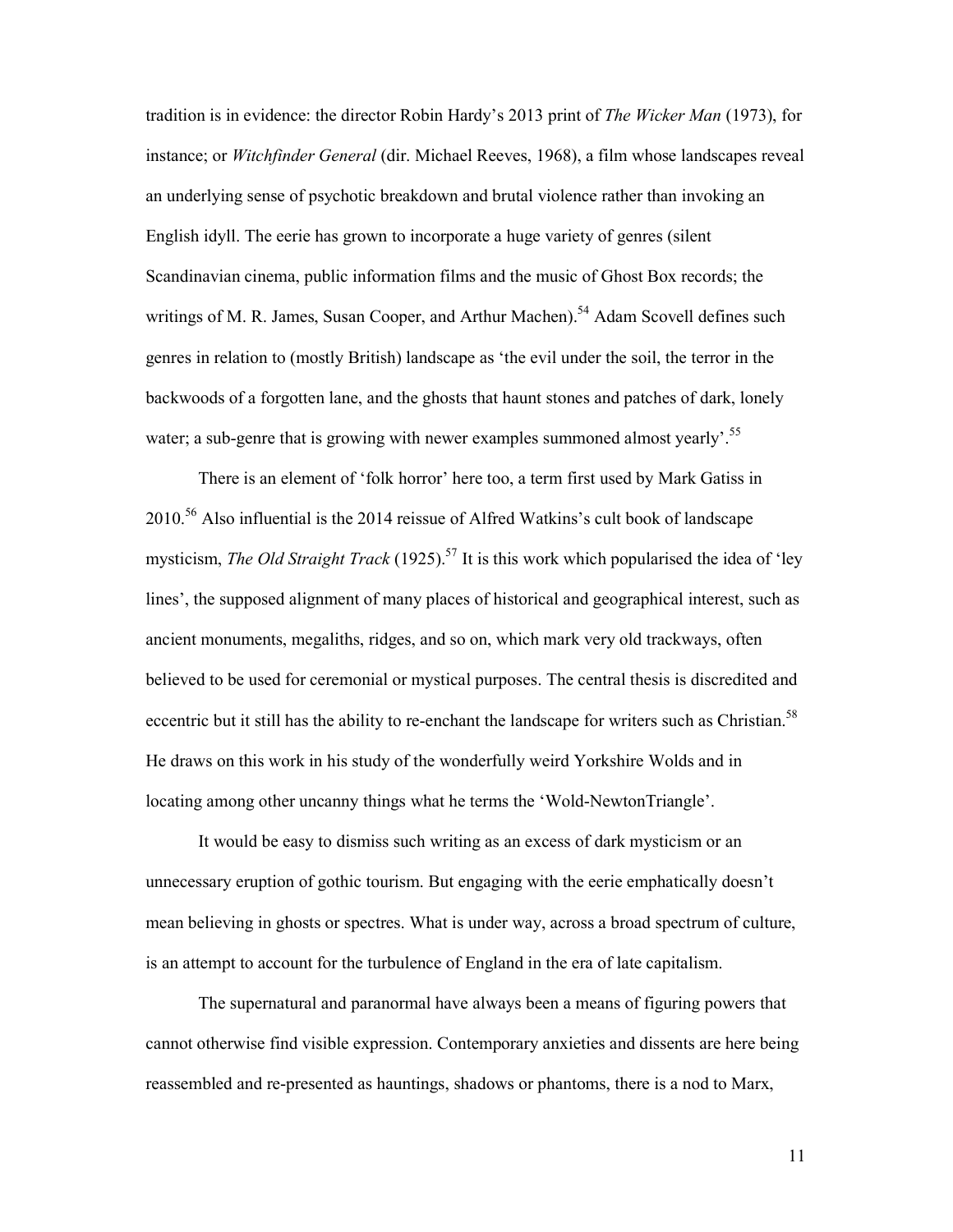tradition is in evidence: the director Robin Hardy's 2013 print of *The Wicker Man* (1973), for instance; or *Witchfinder General* (dir. Michael Reeves, 1968), a film whose landscapes reveal an underlying sense of psychotic breakdown and brutal violence rather than invoking an English idyll. The eerie has grown to incorporate a huge variety of genres (silent Scandinavian cinema, public information films and the music of Ghost Box records; the writings of M. R. James, Susan Cooper, and Arthur Machen).[54] Adam Scovell defines such genres in relation to (mostly British) landscape as 'the evil under the soil, the terror in the backwoods of a forgotten lane, and the ghosts that haunt stones and patches of dark, lonely water; a sub-genre that is growing with newer examples summoned almost yearly'.[55]

There is an element of 'folk horror' here too, a term first used by Mark Gatiss in 2010.[56] Also influential is the 2014 reissue of Alfred Watkins's cult book of landscape mysticism, *The Old Straight Track* (1925).[57] It is this work which popularised the idea of 'ley lines', the supposed alignment of many places of historical and geographical interest, such as ancient monuments, megaliths, ridges, and so on, which mark very old trackways, often believed to be used for ceremonial or mystical purposes. The central thesis is discredited and eccentric but it still has the ability to re-enchant the landscape for writers such as Christian.[58] He draws on this work in his study of the wonderfully weird Yorkshire Wolds and in locating among other uncanny things what he terms the 'Wold-NewtonTriangle'.

It would be easy to dismiss such writing as an excess of dark mysticism or an unnecessary eruption of gothic tourism. But engaging with the eerie emphatically doesn't mean believing in ghosts or spectres. What is under way, across a broad spectrum of culture, is an attempt to account for the turbulence of England in the era of late capitalism.

The supernatural and paranormal have always been a means of figuring powers that cannot otherwise find visible expression. Contemporary anxieties and dissents are here being reassembled and re-presented as hauntings, shadows or phantoms, there is a nod to Marx,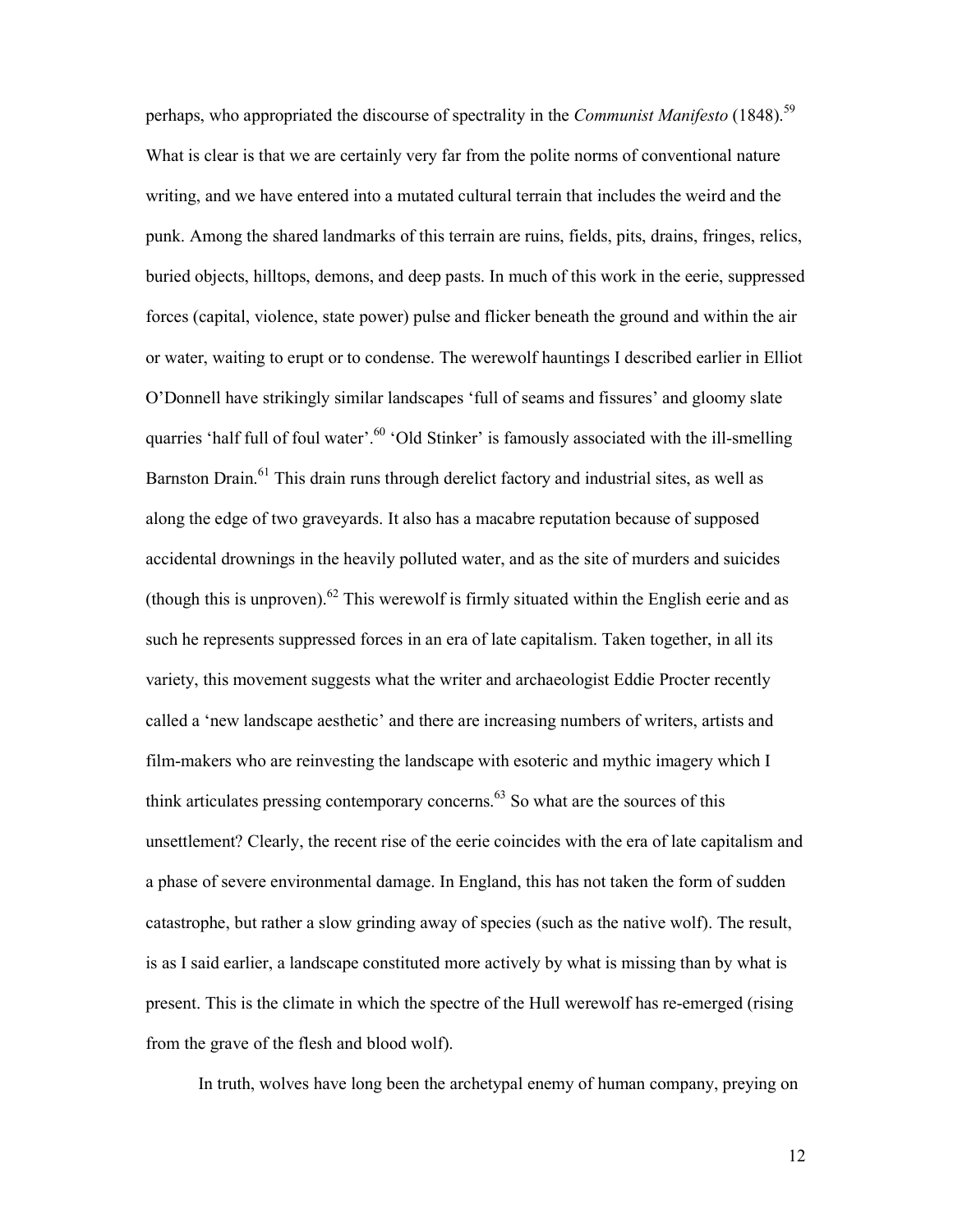perhaps, who appropriated the discourse of spectrality in the *Communist Manifesto* (1848).[59] What is clear is that we are certainly very far from the polite norms of conventional nature writing, and we have entered into a mutated cultural terrain that includes the weird and the punk. Among the shared landmarks of this terrain are ruins, fields, pits, drains, fringes, relics, buried objects, hilltops, demons, and deep pasts. In much of this work in the eerie, suppressed forces (capital, violence, state power) pulse and flicker beneath the ground and within the air or water, waiting to erupt or to condense. The werewolf hauntings I described earlier in Elliot O'Donnell have strikingly similar landscapes 'full of seams and fissures' and gloomy slate quarries 'half full of foul water'.[60] 'Old Stinker' is famously associated with the ill-smelling Barnston Drain.[61] This drain runs through derelict factory and industrial sites, as well as along the edge of two graveyards. It also has a macabre reputation because of supposed accidental drownings in the heavily polluted water, and as the site of murders and suicides (though this is unproven).[62] This werewolf is firmly situated within the English eerie and as such he represents suppressed forces in an era of late capitalism. Taken together, in all its variety, this movement suggests what the writer and archaeologist Eddie Procter recently called a 'new landscape aesthetic' and there are increasing numbers of writers, artists and film-makers who are reinvesting the landscape with esoteric and mythic imagery which I think articulates pressing contemporary concerns.[63] So what are the sources of this unsettlement? Clearly, the recent rise of the eerie coincides with the era of late capitalism and a phase of severe environmental damage. In England, this has not taken the form of sudden catastrophe, but rather a slow grinding away of species (such as the native wolf). The result, is as I said earlier, a landscape constituted more actively by what is missing than by what is present. This is the climate in which the spectre of the Hull werewolf has re-emerged (rising from the grave of the flesh and blood wolf).

In truth, wolves have long been the archetypal enemy of human company, preying on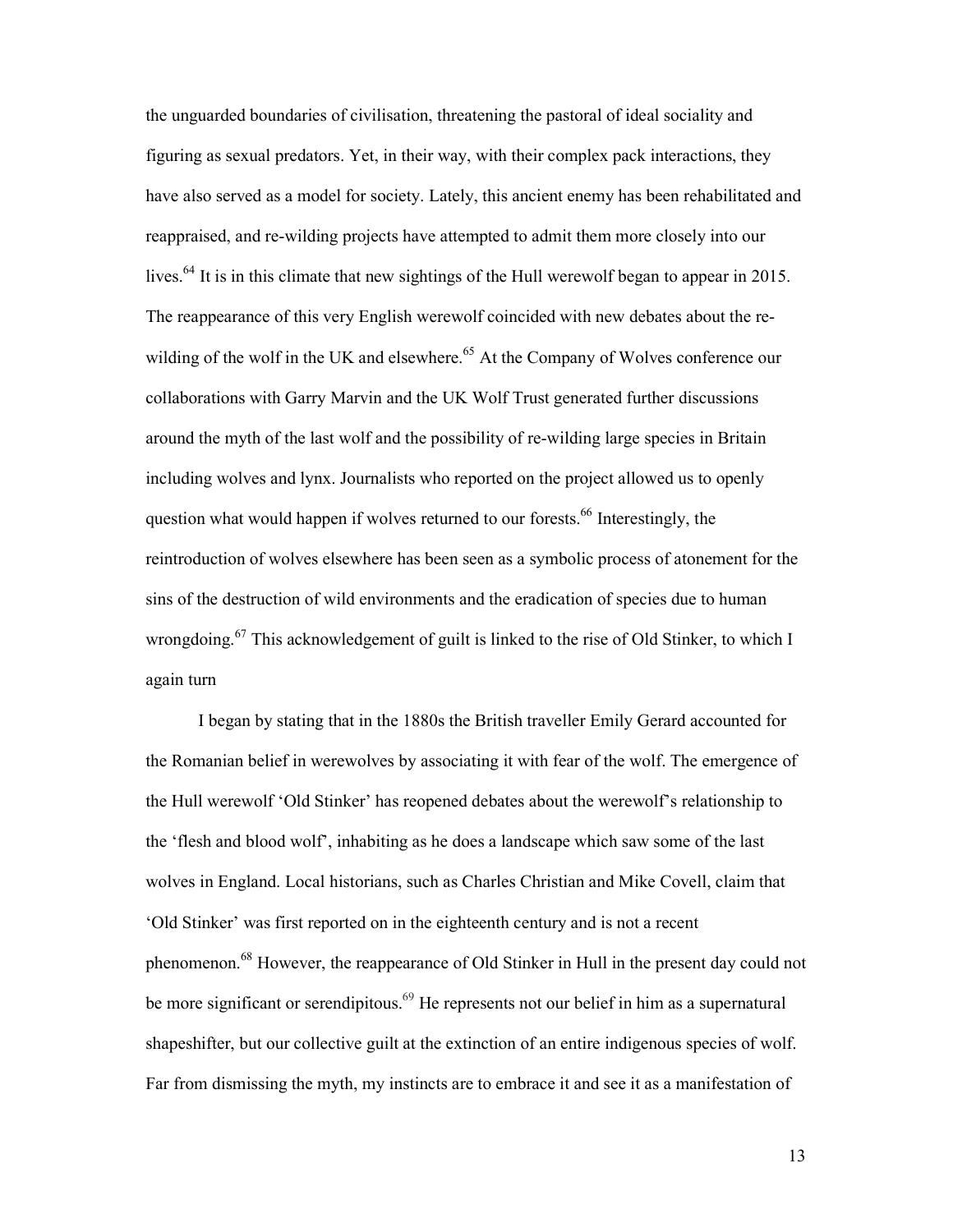the unguarded boundaries of civilisation, threatening the pastoral of ideal sociality and figuring as sexual predators. Yet, in their way, with their complex pack interactions, they have also served as a model for society. Lately, this ancient enemy has been rehabilitated and reappraised, and re-wilding projects have attempted to admit them more closely into our lives.[64] It is in this climate that new sightings of the Hull werewolf began to appear in 2015. The reappearance of this very English werewolf coincided with new debates about the re-wilding of the wolf in the UK and elsewhere.[65] At the Company of Wolves conference our collaborations with Garry Marvin and the UK Wolf Trust generated further discussions around the myth of the last wolf and the possibility of re-wilding large species in Britain including wolves and lynx. Journalists who reported on the project allowed us to openly question what would happen if wolves returned to our forests.[66] Interestingly, the reintroduction of wolves elsewhere has been seen as a symbolic process of atonement for the sins of the destruction of wild environments and the eradication of species due to human wrongdoing.[67] This acknowledgement of guilt is linked to the rise of Old Stinker, to which I again turn

I began by stating that in the 1880s the British traveller Emily Gerard accounted for the Romanian belief in werewolves by associating it with fear of the wolf. The emergence of the Hull werewolf 'Old Stinker' has reopened debates about the werewolf's relationship to the 'flesh and blood wolf', inhabiting as he does a landscape which saw some of the last wolves in England. Local historians, such as Charles Christian and Mike Covell, claim that 'Old Stinker' was first reported on in the eighteenth century and is not a recent phenomenon.[68] However, the reappearance of Old Stinker in Hull in the present day could not be more significant or serendipitous.[69] He represents not our belief in him as a supernatural shapeshifter, but our collective guilt at the extinction of an entire indigenous species of wolf. Far from dismissing the myth, my instincts are to embrace it and see it as a manifestation of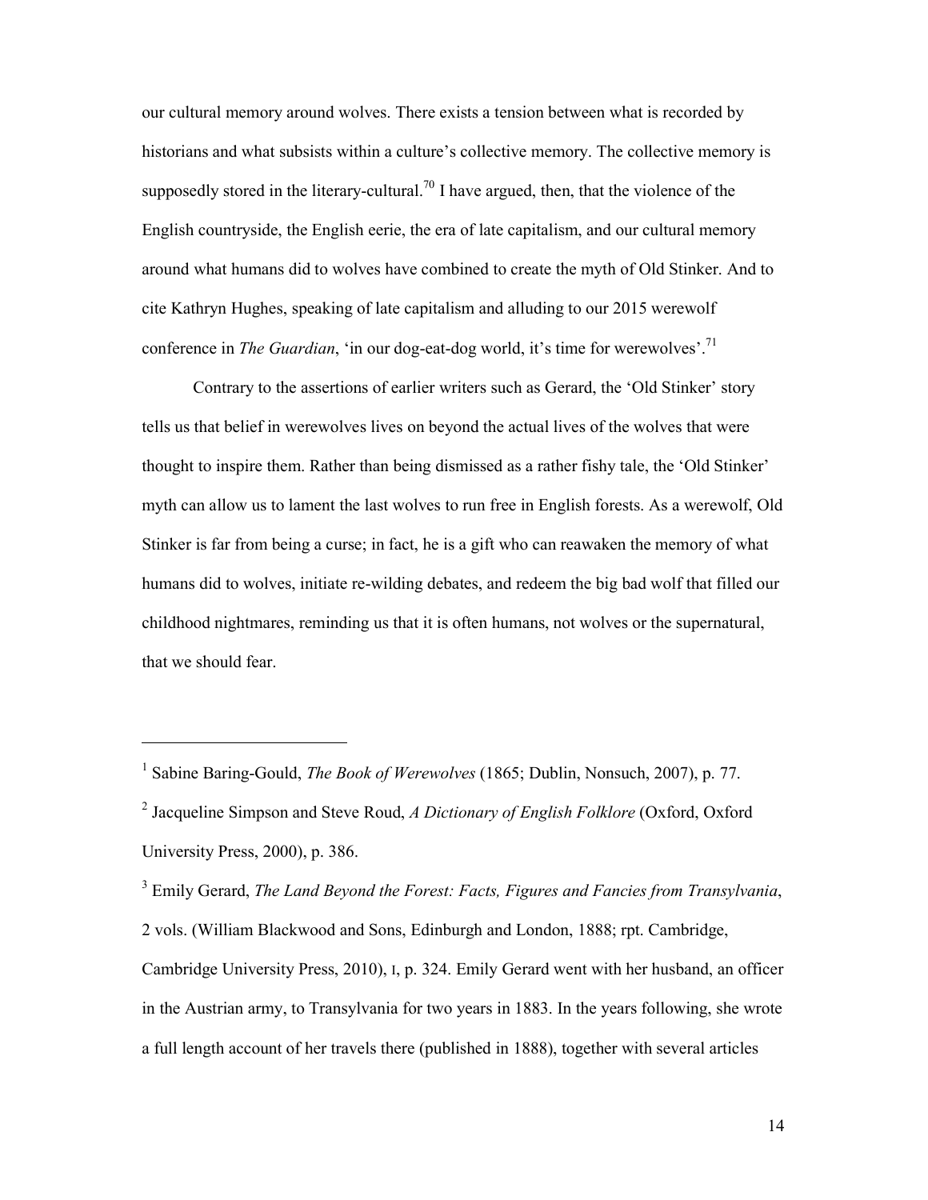our cultural memory around wolves. There exists a tension between what is recorded by historians and what subsists within a culture's collective memory. The collective memory is supposedly stored in the literary-cultural.[70] I have argued, then, that the violence of the English countryside, the English eerie, the era of late capitalism, and our cultural memory around what humans did to wolves have combined to create the myth of Old Stinker. And to cite Kathryn Hughes, speaking of late capitalism and alluding to our 2015 werewolf conference in *The Guardian*, 'in our dog-eat-dog world, it's time for werewolves'.[71]

Contrary to the assertions of earlier writers such as Gerard, the 'Old Stinker' story tells us that belief in werewolves lives on beyond the actual lives of the wolves that were thought to inspire them. Rather than being dismissed as a rather fishy tale, the 'Old Stinker' myth can allow us to lament the last wolves to run free in English forests. As a werewolf, Old Stinker is far from being a curse; in fact, he is a gift who can reawaken the memory of what humans did to wolves, initiate re-wilding debates, and redeem the big bad wolf that filled our childhood nightmares, reminding us that it is often humans, not wolves or the supernatural, that we should fear.

---

[1] Sabine Baring-Gould, *The Book of Werewolves* (1865; Dublin, Nonsuch, 2007), p. 77.

[2] Jacqueline Simpson and Steve Roud, *A Dictionary of English Folklore* (Oxford, Oxford University Press, 2000), p. 386.

[3] Emily Gerard, *The Land Beyond the Forest: Facts, Figures and Fancies from Transylvania*, 2 vols. (William Blackwood and Sons, Edinburgh and London, 1888; rpt. Cambridge, Cambridge University Press, 2010), I, p. 324. Emily Gerard went with her husband, an officer in the Austrian army, to Transylvania for two years in 1883. In the years following, she wrote a full length account of her travels there (published in 1888), together with several articles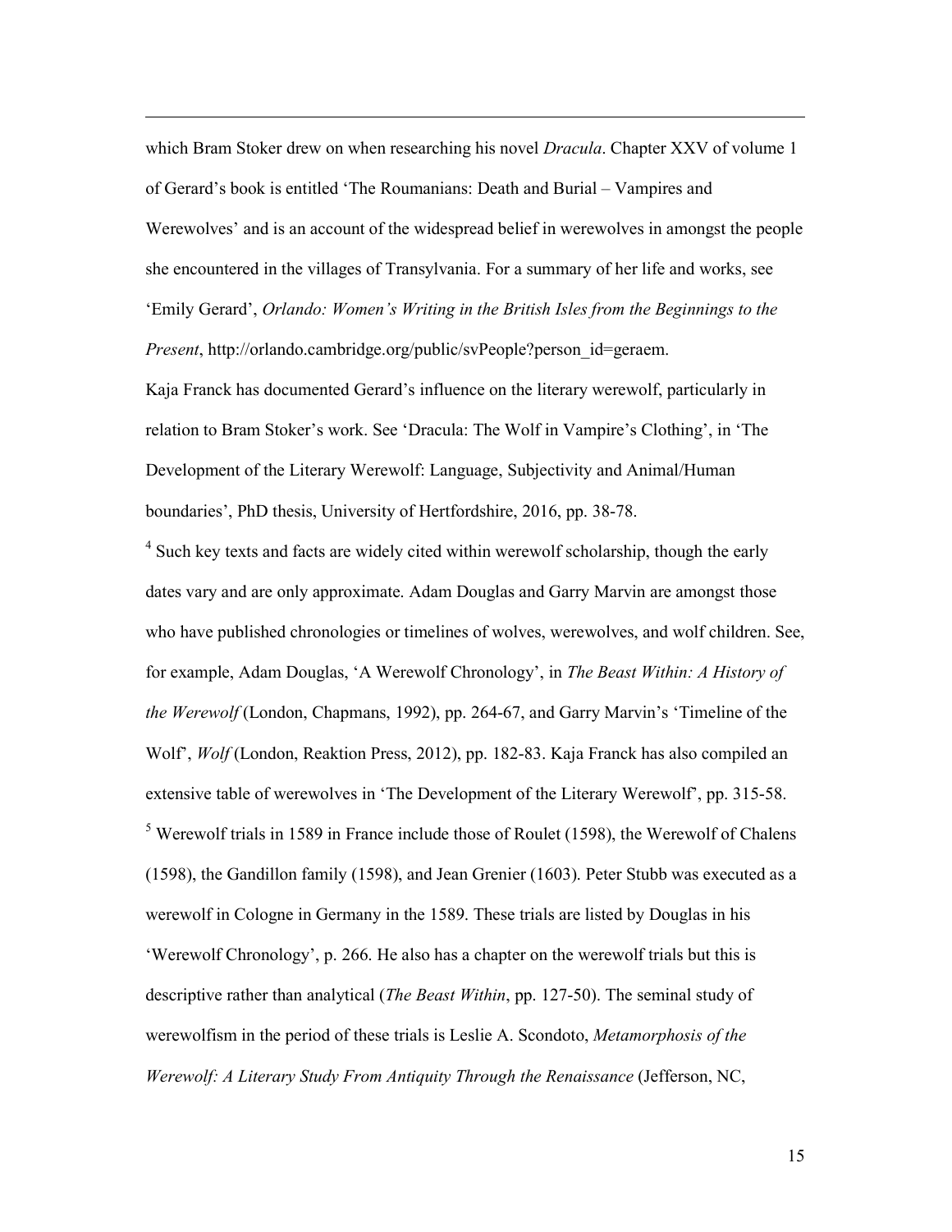which Bram Stoker drew on when researching his novel *Dracula*. Chapter XXV of volume 1 of Gerard's book is entitled 'The Roumanians: Death and Burial – Vampires and Werewolves' and is an account of the widespread belief in werewolves in amongst the people she encountered in the villages of Transylvania. For a summary of her life and works, see 'Emily Gerard', *Orlando: Women's Writing in the British Isles from the Beginnings to the Present*, http://orlando.cambridge.org/public/svPeople?person_id=geraem.

Kaja Franck has documented Gerard's influence on the literary werewolf, particularly in relation to Bram Stoker's work. See 'Dracula: The Wolf in Vampire's Clothing', in 'The Development of the Literary Werewolf: Language, Subjectivity and Animal/Human boundaries', PhD thesis, University of Hertfordshire, 2016, pp. 38-78.

[4] Such key texts and facts are widely cited within werewolf scholarship, though the early dates vary and are only approximate. Adam Douglas and Garry Marvin are amongst those who have published chronologies or timelines of wolves, werewolves, and wolf children. See, for example, Adam Douglas, 'A Werewolf Chronology', in *The Beast Within: A History of the Werewolf* (London, Chapmans, 1992), pp. 264-67, and Garry Marvin's 'Timeline of the Wolf', *Wolf* (London, Reaktion Press, 2012), pp. 182-83. Kaja Franck has also compiled an extensive table of werewolves in 'The Development of the Literary Werewolf', pp. 315-58.

[5] Werewolf trials in 1589 in France include those of Roulet (1598), the Werewolf of Chalens (1598), the Gandillon family (1598), and Jean Grenier (1603). Peter Stubb was executed as a werewolf in Cologne in Germany in the 1589. These trials are listed by Douglas in his 'Werewolf Chronology', p. 266. He also has a chapter on the werewolf trials but this is descriptive rather than analytical (*The Beast Within*, pp. 127-50). The seminal study of werewolfism in the period of these trials is Leslie A. Scondoto, *Metamorphosis of the Werewolf: A Literary Study From Antiquity Through the Renaissance* (Jefferson, NC,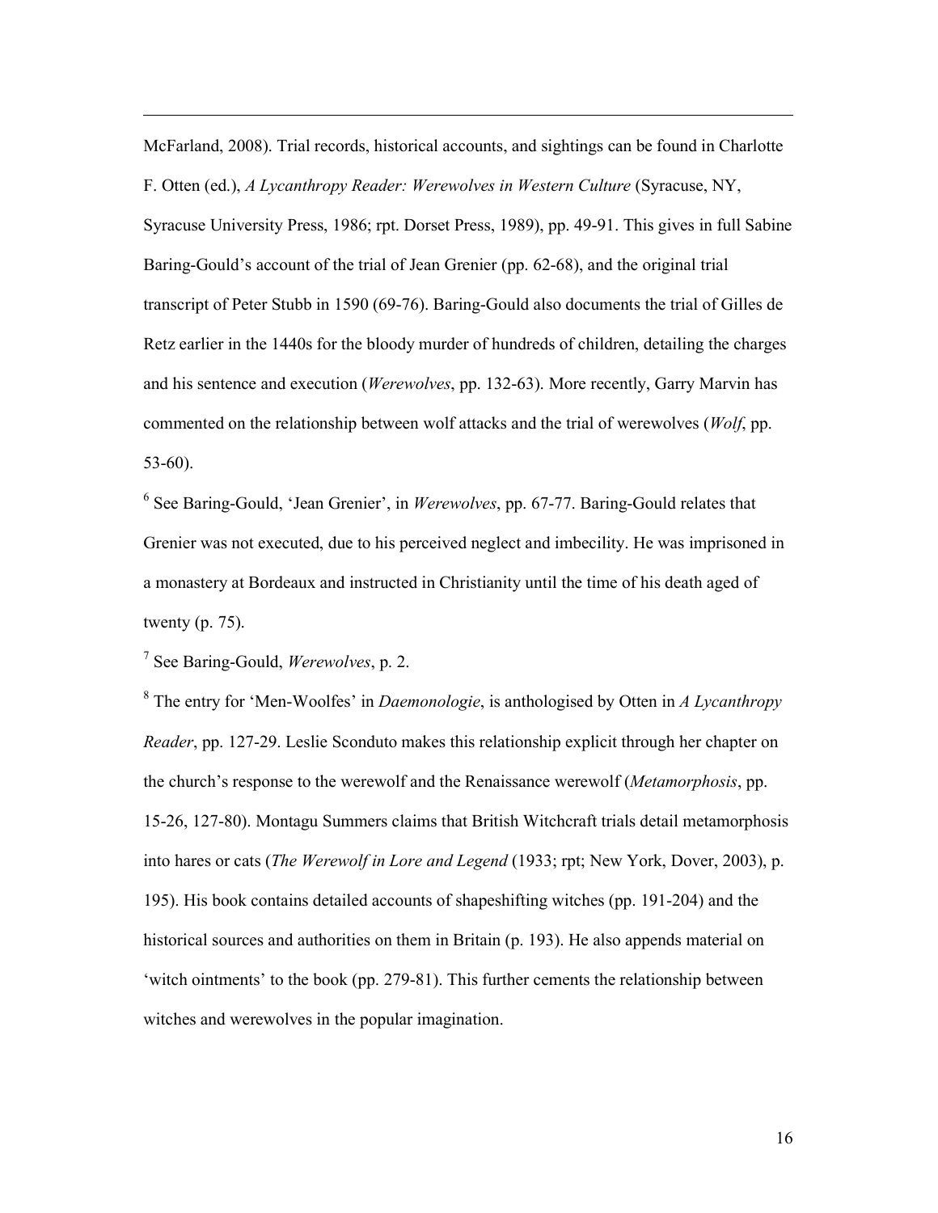McFarland, 2008). Trial records, historical accounts, and sightings can be found in Charlotte F. Otten (ed.), *A Lycanthropy Reader: Werewolves in Western Culture* (Syracuse, NY, Syracuse University Press, 1986; rpt. Dorset Press, 1989), pp. 49-91. This gives in full Sabine Baring-Gould's account of the trial of Jean Grenier (pp. 62-68), and the original trial transcript of Peter Stubb in 1590 (69-76). Baring-Gould also documents the trial of Gilles de Retz earlier in the 1440s for the bloody murder of hundreds of children, detailing the charges and his sentence and execution (*Werewolves*, pp. 132-63). More recently, Garry Marvin has commented on the relationship between wolf attacks and the trial of werewolves (*Wolf*, pp. 53-60).

[6] See Baring-Gould, 'Jean Grenier', in *Werewolves*, pp. 67-77. Baring-Gould relates that Grenier was not executed, due to his perceived neglect and imbecility. He was imprisoned in a monastery at Bordeaux and instructed in Christianity until the time of his death aged of twenty (p. 75).

[7] See Baring-Gould, *Werewolves*, p. 2.

[8] The entry for 'Men-Woolfes' in *Daemonologie*, is anthologised by Otten in *A Lycanthropy Reader*, pp. 127-29. Leslie Sconduto makes this relationship explicit through her chapter on the church's response to the werewolf and the Renaissance werewolf (*Metamorphosis*, pp. 15-26, 127-80). Montagu Summers claims that British Witchcraft trials detail metamorphosis into hares or cats (*The Werewolf in Lore and Legend* (1933; rpt; New York, Dover, 2003), p. 195). His book contains detailed accounts of shapeshifting witches (pp. 191-204) and the historical sources and authorities on them in Britain (p. 193). He also appends material on 'witch ointments' to the book (pp. 279-81). This further cements the relationship between witches and werewolves in the popular imagination.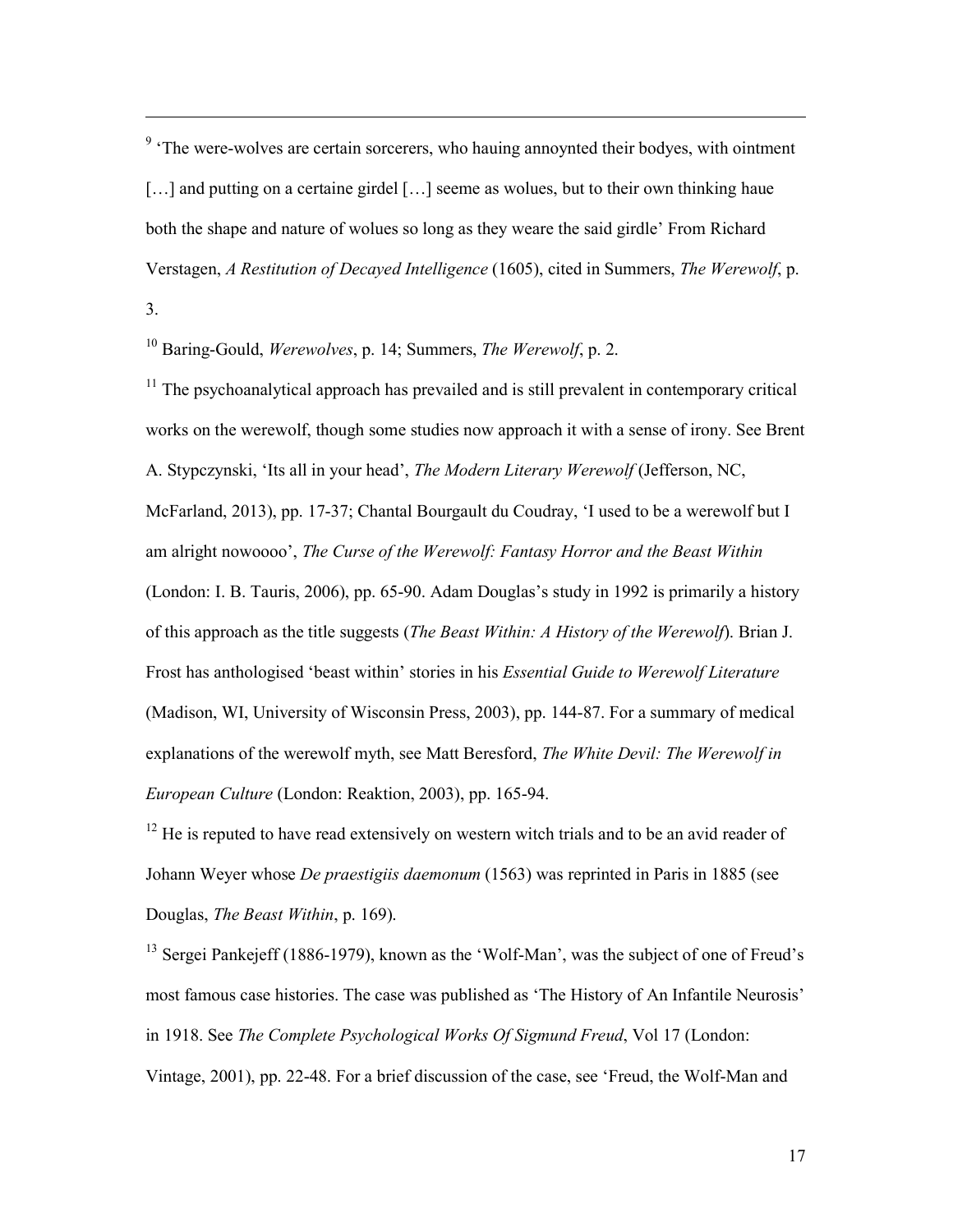[9] 'The were-wolves are certain sorcerers, who hauing annoynted their bodyes, with ointment […] and putting on a certaine girdel […] seeme as wolues, but to their own thinking haue both the shape and nature of wolues so long as they weare the said girdle' From Richard Verstagen, *A Restitution of Decayed Intelligence* (1605), cited in Summers, *The Werewolf*, p. 3.

[10] Baring-Gould, *Werewolves*, p. 14; Summers, *The Werewolf*, p. 2.

[11] The psychoanalytical approach has prevailed and is still prevalent in contemporary critical works on the werewolf, though some studies now approach it with a sense of irony. See Brent A. Stypczynski, 'Its all in your head', *The Modern Literary Werewolf* (Jefferson, NC, McFarland, 2013), pp. 17-37; Chantal Bourgault du Coudray, 'I used to be a werewolf but I am alright nowoooo', *The Curse of the Werewolf: Fantasy Horror and the Beast Within* (London: I. B. Tauris, 2006), pp. 65-90. Adam Douglas's study in 1992 is primarily a history of this approach as the title suggests (*The Beast Within: A History of the Werewolf*). Brian J. Frost has anthologised 'beast within' stories in his *Essential Guide to Werewolf Literature* (Madison, WI, University of Wisconsin Press, 2003), pp. 144-87. For a summary of medical explanations of the werewolf myth, see Matt Beresford, *The White Devil: The Werewolf in European Culture* (London: Reaktion, 2003), pp. 165-94.

[12] He is reputed to have read extensively on western witch trials and to be an avid reader of Johann Weyer whose *De praestigiis daemonum* (1563) was reprinted in Paris in 1885 (see Douglas, *The Beast Within*, p. 169).

[13] Sergei Pankejeff (1886-1979), known as the 'Wolf-Man', was the subject of one of Freud's most famous case histories. The case was published as 'The History of An Infantile Neurosis' in 1918. See *The Complete Psychological Works Of Sigmund Freud*, Vol 17 (London: Vintage, 2001), pp. 22-48. For a brief discussion of the case, see 'Freud, the Wolf-Man and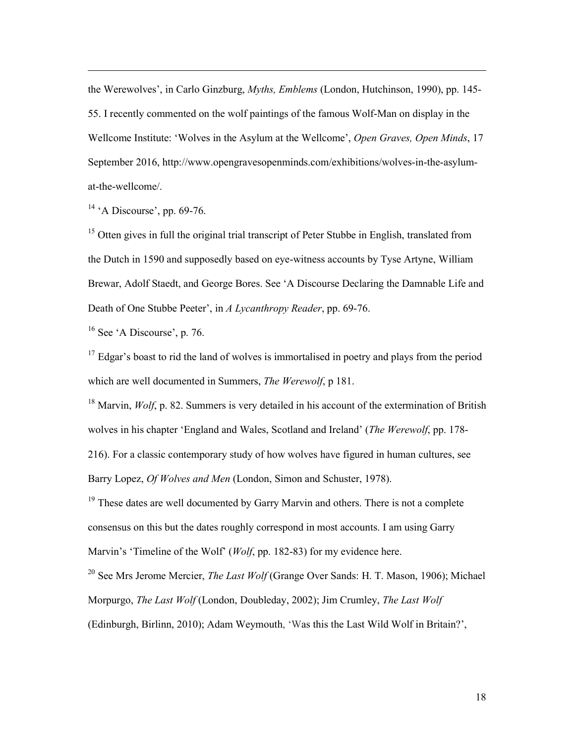the Werewolves', in Carlo Ginzburg, *Myths, Emblems* (London, Hutchinson, 1990), pp. 145-55. I recently commented on the wolf paintings of the famous Wolf-Man on display in the Wellcome Institute: 'Wolves in the Asylum at the Wellcome', *Open Graves, Open Minds*, 17 September 2016, http://www.opengravesopenminds.com/exhibitions/wolves-in-the-asylum-at-the-wellcome/.

[14] 'A Discourse', pp. 69-76.

[15] Otten gives in full the original trial transcript of Peter Stubbe in English, translated from the Dutch in 1590 and supposedly based on eye-witness accounts by Tyse Artyne, William Brewar, Adolf Staedt, and George Bores. See 'A Discourse Declaring the Damnable Life and Death of One Stubbe Peeter', in *A Lycanthropy Reader*, pp. 69-76.

[16] See 'A Discourse', p. 76.

[17] Edgar's boast to rid the land of wolves is immortalised in poetry and plays from the period which are well documented in Summers, *The Werewolf*, p 181.

[18] Marvin, *Wolf*, p. 82. Summers is very detailed in his account of the extermination of British wolves in his chapter 'England and Wales, Scotland and Ireland' (*The Werewolf*, pp. 178-216). For a classic contemporary study of how wolves have figured in human cultures, see Barry Lopez, *Of Wolves and Men* (London, Simon and Schuster, 1978).

[19] These dates are well documented by Garry Marvin and others. There is not a complete consensus on this but the dates roughly correspond in most accounts. I am using Garry Marvin's 'Timeline of the Wolf' (*Wolf*, pp. 182-83) for my evidence here.

[20] See Mrs Jerome Mercier, *The Last Wolf* (Grange Over Sands: H. T. Mason, 1906); Michael Morpurgo, *The Last Wolf* (London, Doubleday, 2002); Jim Crumley, *The Last Wolf* (Edinburgh, Birlinn, 2010); Adam Weymouth, 'Was this the Last Wild Wolf in Britain?',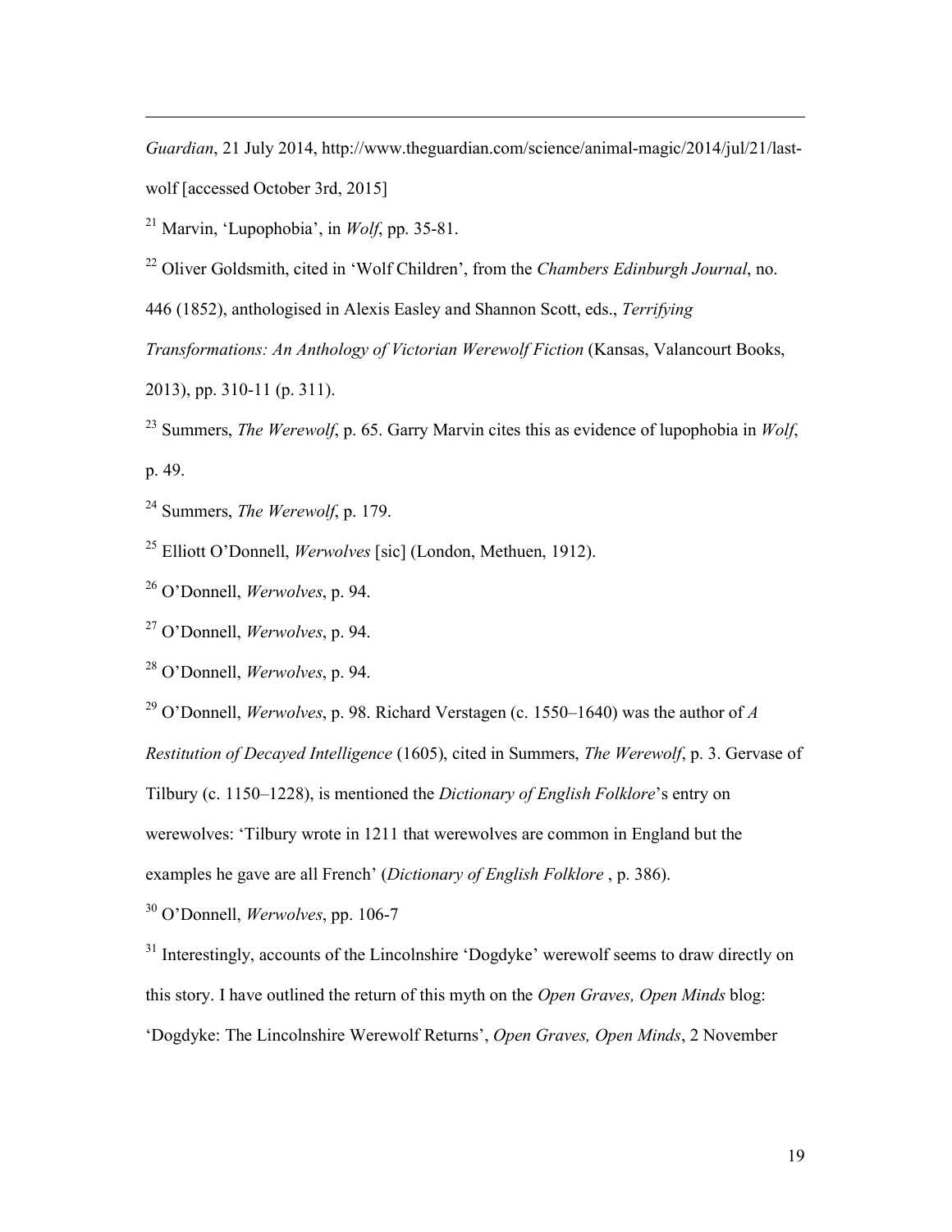*Guardian*, 21 July 2014, http://www.theguardian.com/science/animal-magic/2014/jul/21/last-wolf [accessed October 3rd, 2015]

[21] Marvin, 'Lupophobia', in *Wolf*, pp. 35-81.

[22] Oliver Goldsmith, cited in 'Wolf Children', from the *Chambers Edinburgh Journal*, no. 446 (1852), anthologised in Alexis Easley and Shannon Scott, eds., *Terrifying Transformations: An Anthology of Victorian Werewolf Fiction* (Kansas, Valancourt Books, 2013), pp. 310-11 (p. 311).

[23] Summers, *The Werewolf*, p. 65. Garry Marvin cites this as evidence of lupophobia in *Wolf*, p. 49.

[24] Summers, *The Werewolf*, p. 179.

[25] Elliott O'Donnell, *Werwolves* [sic] (London, Methuen, 1912).

[26] O'Donnell, *Werwolves*, p. 94.

[27] O'Donnell, *Werwolves*, p. 94.

[28] O'Donnell, *Werwolves*, p. 94.

[29] O'Donnell, *Werwolves*, p. 98. Richard Verstagen (c. 1550–1640) was the author of *A Restitution of Decayed Intelligence* (1605), cited in Summers, *The Werewolf*, p. 3. Gervase of Tilbury (c. 1150–1228), is mentioned the *Dictionary of English Folklore*'s entry on werewolves: 'Tilbury wrote in 1211 that werewolves are common in England but the examples he gave are all French' (*Dictionary of English Folklore* , p. 386).

[30] O'Donnell, *Werwolves*, pp. 106-7

[31] Interestingly, accounts of the Lincolnshire 'Dogdyke' werewolf seems to draw directly on this story. I have outlined the return of this myth on the *Open Graves, Open Minds* blog: 'Dogdyke: The Lincolnshire Werewolf Returns', *Open Graves, Open Minds*, 2 November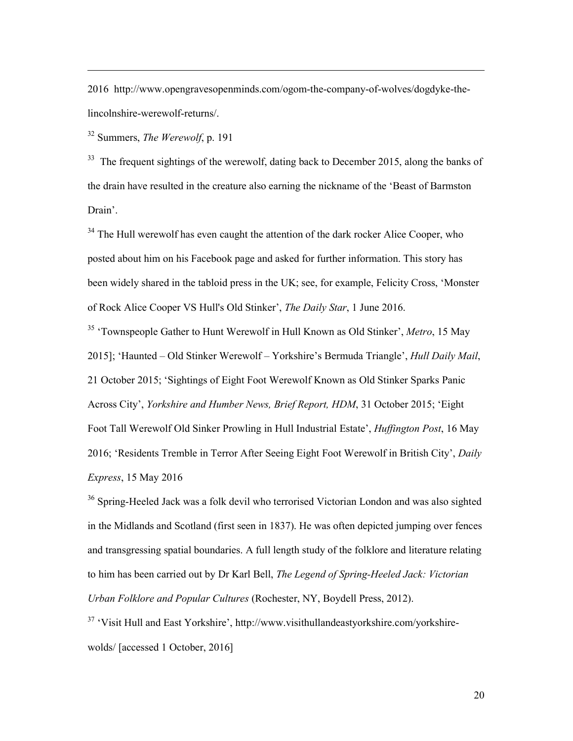2016 http://www.opengravesopenminds.com/ogom-the-company-of-wolves/dogdyke-the-lincolnshire-werewolf-returns/.

[32] Summers, *The Werewolf*, p. 191

[33] The frequent sightings of the werewolf, dating back to December 2015, along the banks of the drain have resulted in the creature also earning the nickname of the 'Beast of Barmston Drain'.

[34] The Hull werewolf has even caught the attention of the dark rocker Alice Cooper, who posted about him on his Facebook page and asked for further information. This story has been widely shared in the tabloid press in the UK; see, for example, Felicity Cross, 'Monster of Rock Alice Cooper VS Hull's Old Stinker', *The Daily Star*, 1 June 2016.

[35] 'Townspeople Gather to Hunt Werewolf in Hull Known as Old Stinker', *Metro*, 15 May 2015]; 'Haunted – Old Stinker Werewolf – Yorkshire's Bermuda Triangle', *Hull Daily Mail*, 21 October 2015; 'Sightings of Eight Foot Werewolf Known as Old Stinker Sparks Panic Across City', *Yorkshire and Humber News, Brief Report, HDM*, 31 October 2015; 'Eight Foot Tall Werewolf Old Sinker Prowling in Hull Industrial Estate', *Huffington Post*, 16 May 2016; 'Residents Tremble in Terror After Seeing Eight Foot Werewolf in British City', *Daily Express*, 15 May 2016

[36] Spring-Heeled Jack was a folk devil who terrorised Victorian London and was also sighted in the Midlands and Scotland (first seen in 1837). He was often depicted jumping over fences and transgressing spatial boundaries. A full length study of the folklore and literature relating to him has been carried out by Dr Karl Bell, *The Legend of Spring-Heeled Jack: Victorian Urban Folklore and Popular Cultures* (Rochester, NY, Boydell Press, 2012).

[37] 'Visit Hull and East Yorkshire', http://www.visithullandeastyorkshire.com/yorkshire-wolds/ [accessed 1 October, 2016]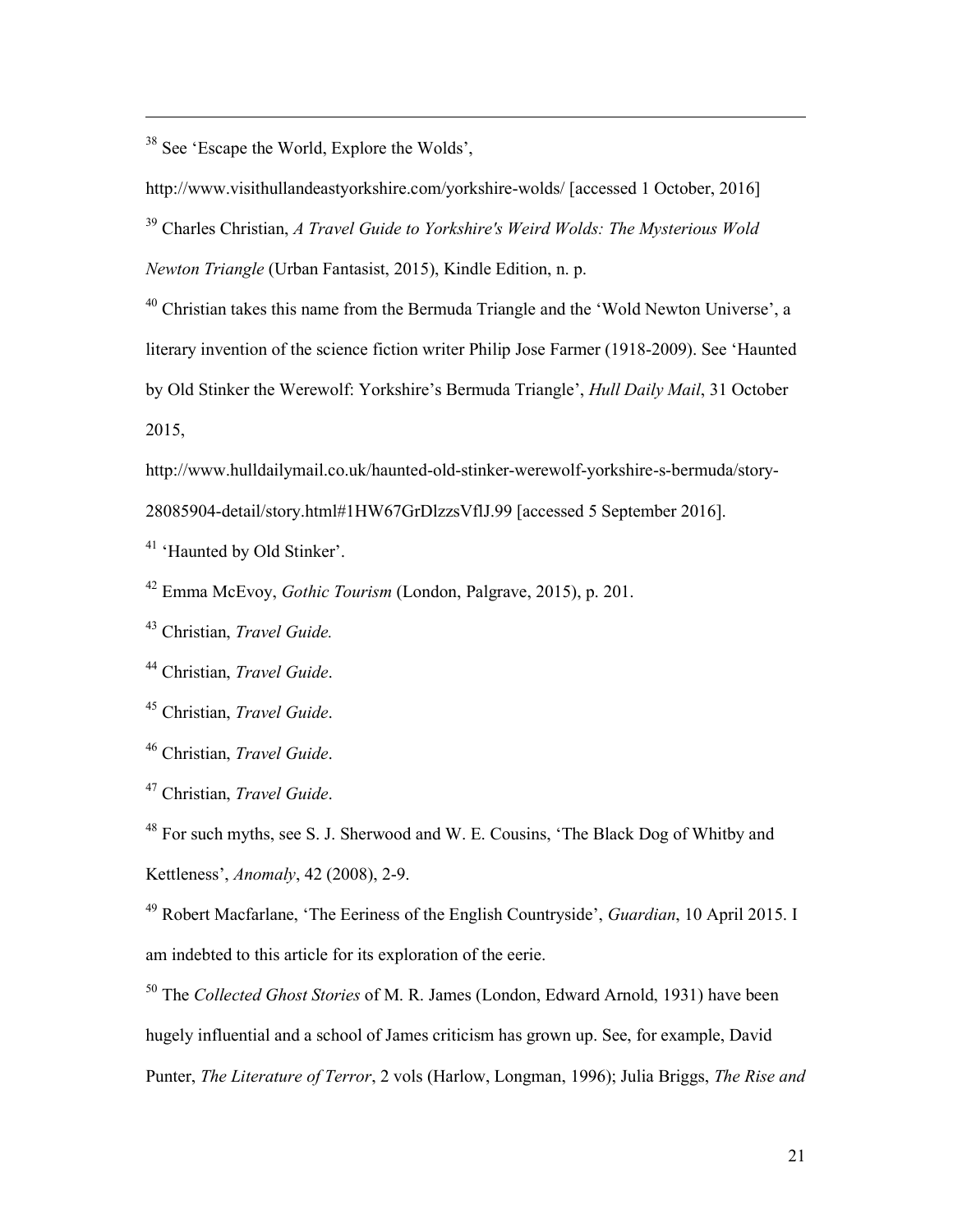[38] See 'Escape the World, Explore the Wolds', http://www.visithullandeastyorkshire.com/yorkshire-wolds/ [accessed 1 October, 2016]

[39] Charles Christian, *A Travel Guide to Yorkshire's Weird Wolds: The Mysterious Wold Newton Triangle* (Urban Fantasist, 2015), Kindle Edition, n. p.

[40] Christian takes this name from the Bermuda Triangle and the 'Wold Newton Universe', a literary invention of the science fiction writer Philip Jose Farmer (1918-2009). See 'Haunted by Old Stinker the Werewolf: Yorkshire's Bermuda Triangle', *Hull Daily Mail*, 31 October 2015, http://www.hulldailymail.co.uk/haunted-old-stinker-werewolf-yorkshire-s-bermuda/story-28085904-detail/story.html#1HW67GrDlzzsVflJ.99 [accessed 5 September 2016].

[41] 'Haunted by Old Stinker'.

[42] Emma McEvoy, *Gothic Tourism* (London, Palgrave, 2015), p. 201.

[43] Christian, *Travel Guide.*

[44] Christian, *Travel Guide*.

[45] Christian, *Travel Guide*.

[46] Christian, *Travel Guide*.

[47] Christian, *Travel Guide*.

[48] For such myths, see S. J. Sherwood and W. E. Cousins, 'The Black Dog of Whitby and Kettleness', *Anomaly*, 42 (2008), 2-9.

[49] Robert Macfarlane, 'The Eeriness of the English Countryside', *Guardian*, 10 April 2015. I am indebted to this article for its exploration of the eerie.

[50] The *Collected Ghost Stories* of M. R. James (London, Edward Arnold, 1931) have been hugely influential and a school of James criticism has grown up. See, for example, David Punter, *The Literature of Terror*, 2 vols (Harlow, Longman, 1996); Julia Briggs, *The Rise and*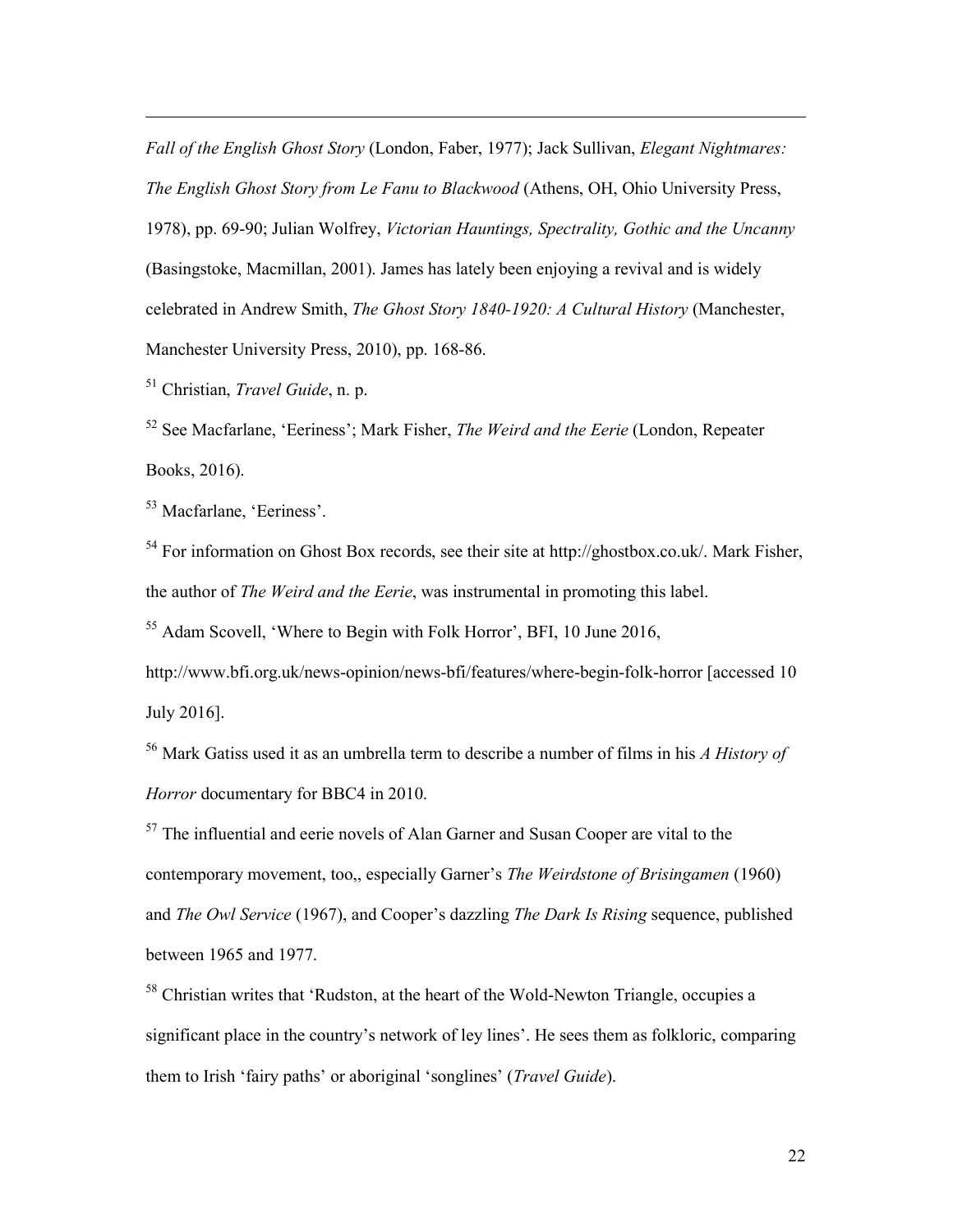*Fall of the English Ghost Story* (London, Faber, 1977); Jack Sullivan, *Elegant Nightmares: The English Ghost Story from Le Fanu to Blackwood* (Athens, OH, Ohio University Press, 1978), pp. 69-90; Julian Wolfrey, *Victorian Hauntings, Spectrality, Gothic and the Uncanny* (Basingstoke, Macmillan, 2001). James has lately been enjoying a revival and is widely celebrated in Andrew Smith, *The Ghost Story 1840-1920: A Cultural History* (Manchester, Manchester University Press, 2010), pp. 168-86.

[51] Christian, *Travel Guide*, n. p.

[52] See Macfarlane, 'Eeriness'; Mark Fisher, *The Weird and the Eerie* (London, Repeater Books, 2016).

[53] Macfarlane, 'Eeriness'.

[54] For information on Ghost Box records, see their site at http://ghostbox.co.uk/. Mark Fisher, the author of *The Weird and the Eerie*, was instrumental in promoting this label.

[55] Adam Scovell, 'Where to Begin with Folk Horror', BFI, 10 June 2016, http://www.bfi.org.uk/news-opinion/news-bfi/features/where-begin-folk-horror [accessed 10 July 2016].

[56] Mark Gatiss used it as an umbrella term to describe a number of films in his *A History of Horror* documentary for BBC4 in 2010.

[57] The influential and eerie novels of Alan Garner and Susan Cooper are vital to the contemporary movement, too,, especially Garner's *The Weirdstone of Brisingamen* (1960) and *The Owl Service* (1967), and Cooper's dazzling *The Dark Is Rising* sequence, published between 1965 and 1977.

[58] Christian writes that 'Rudston, at the heart of the Wold-Newton Triangle, occupies a significant place in the country's network of ley lines'. He sees them as folkloric, comparing them to Irish 'fairy paths' or aboriginal 'songlines' (*Travel Guide*).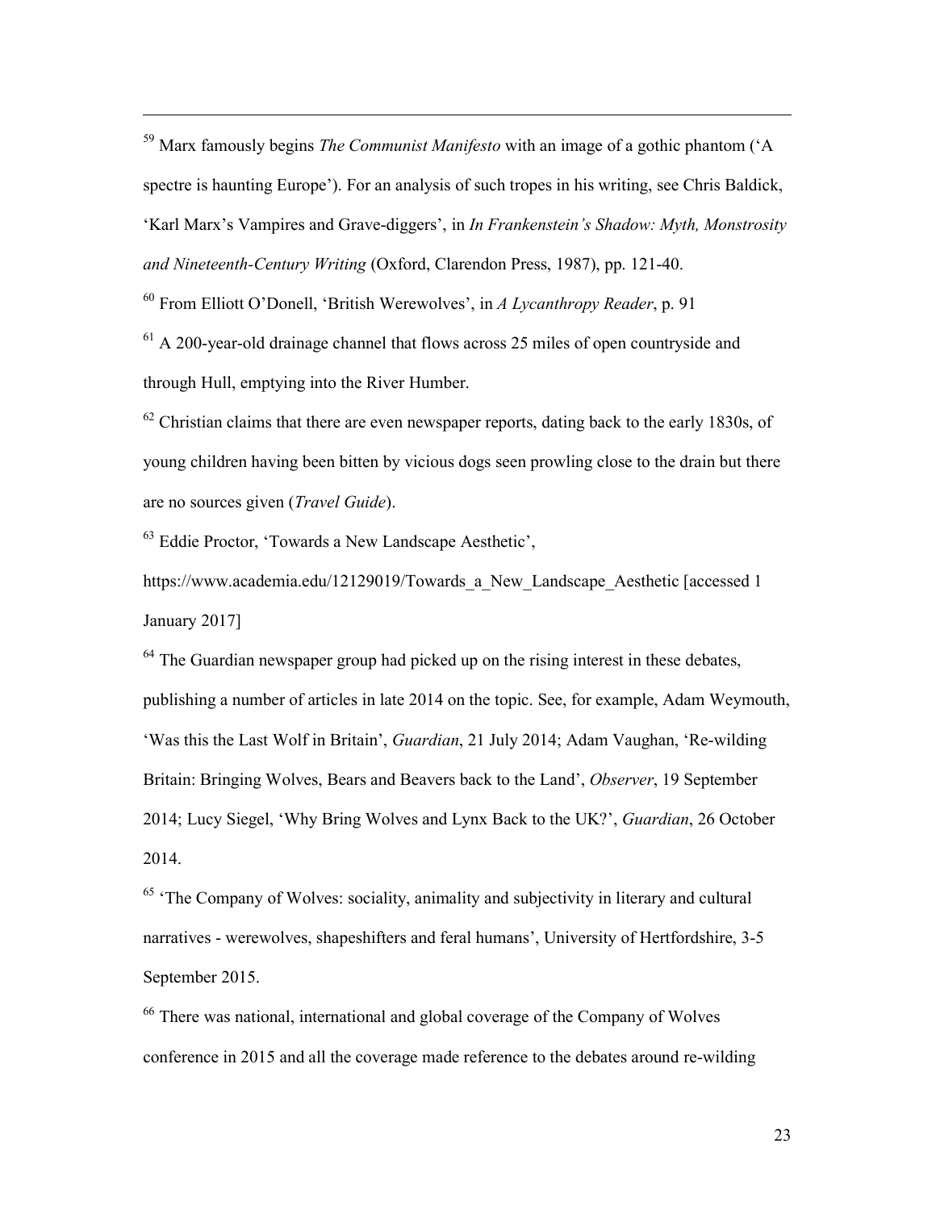[59] Marx famously begins *The Communist Manifesto* with an image of a gothic phantom ('A spectre is haunting Europe'). For an analysis of such tropes in his writing, see Chris Baldick, 'Karl Marx's Vampires and Grave-diggers', in *In Frankenstein's Shadow: Myth, Monstrosity and Nineteenth-Century Writing* (Oxford, Clarendon Press, 1987), pp. 121-40.

[60] From Elliott O'Donell, 'British Werewolves', in *A Lycanthropy Reader*, p. 91

[61] A 200-year-old drainage channel that flows across 25 miles of open countryside and through Hull, emptying into the River Humber.

[62] Christian claims that there are even newspaper reports, dating back to the early 1830s, of young children having been bitten by vicious dogs seen prowling close to the drain but there are no sources given (*Travel Guide*).

[63] Eddie Proctor, 'Towards a New Landscape Aesthetic', https://www.academia.edu/12129019/Towards_a_New_Landscape_Aesthetic [accessed 1 January 2017]

[64] The Guardian newspaper group had picked up on the rising interest in these debates, publishing a number of articles in late 2014 on the topic. See, for example, Adam Weymouth, 'Was this the Last Wolf in Britain', *Guardian*, 21 July 2014; Adam Vaughan, 'Re-wilding Britain: Bringing Wolves, Bears and Beavers back to the Land', *Observer*, 19 September 2014; Lucy Siegel, 'Why Bring Wolves and Lynx Back to the UK?', *Guardian*, 26 October 2014.

[65] 'The Company of Wolves: sociality, animality and subjectivity in literary and cultural narratives - werewolves, shapeshifters and feral humans', University of Hertfordshire, 3-5 September 2015.

[66] There was national, international and global coverage of the Company of Wolves conference in 2015 and all the coverage made reference to the debates around re-wilding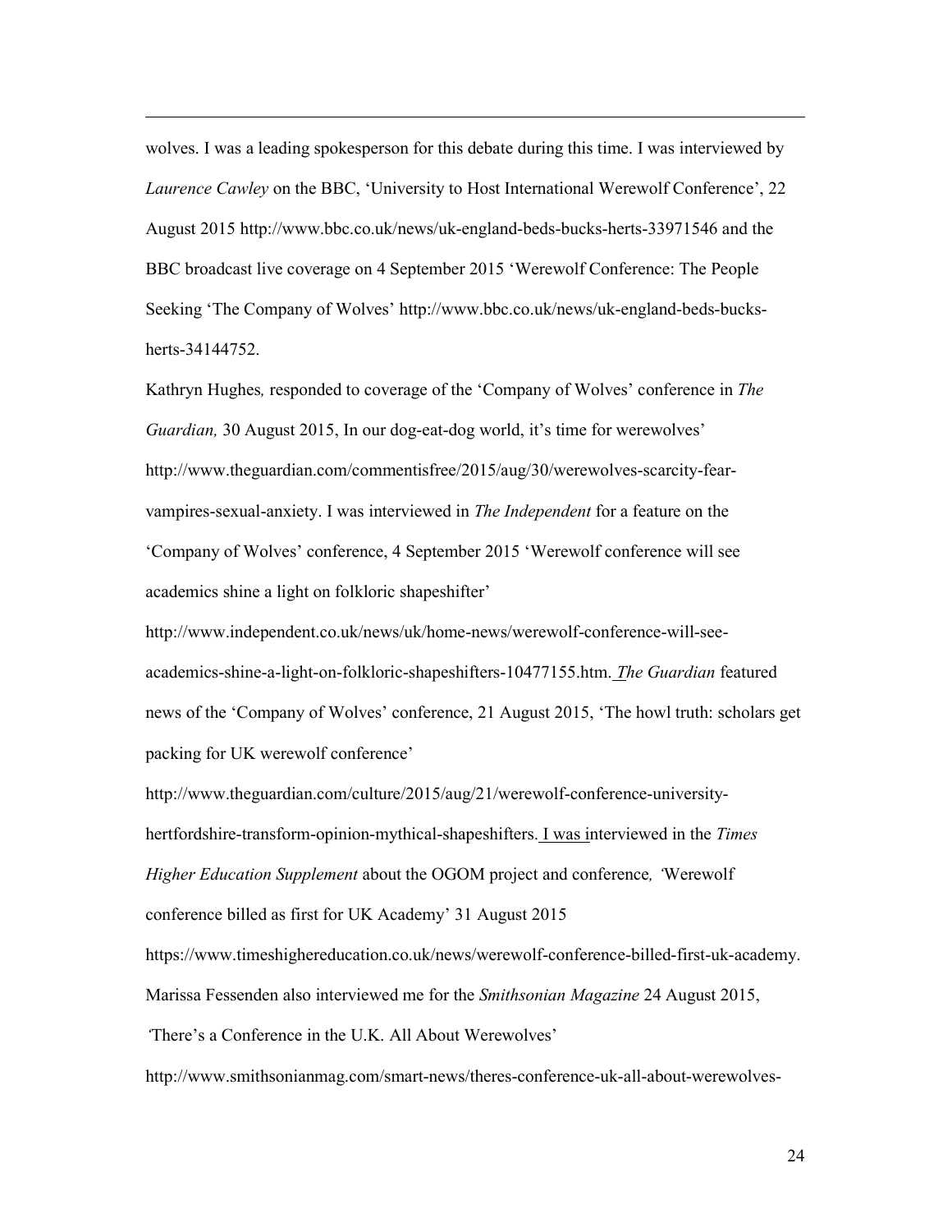wolves. I was a leading spokesperson for this debate during this time. I was interviewed by *Laurence Cawley* on the BBC, 'University to Host International Werewolf Conference', 22 August 2015 http://www.bbc.co.uk/news/uk-england-beds-bucks-herts-33971546 and the BBC broadcast live coverage on 4 September 2015 'Werewolf Conference: The People Seeking 'The Company of Wolves' http://www.bbc.co.uk/news/uk-england-beds-bucks-herts-34144752.

Kathryn Hughes*,* responded to coverage of the 'Company of Wolves' conference in *The Guardian,* 30 August 2015, In our dog-eat-dog world, it's time for werewolves' http://www.theguardian.com/commentisfree/2015/aug/30/werewolves-scarcity-fear-vampires-sexual-anxiety. I was interviewed in *The Independent* for a feature on the 'Company of Wolves' conference, 4 September 2015 'Werewolf conference will see academics shine a light on folkloric shapeshifter' http://www.independent.co.uk/news/uk/home-news/werewolf-conference-will-see-academics-shine-a-light-on-folkloric-shapeshifters-10477155.htm. *The Guardian* featured news of the 'Company of Wolves' conference, 21 August 2015, 'The howl truth: scholars get packing for UK werewolf conference' http://www.theguardian.com/culture/2015/aug/21/werewolf-conference-university-hertfordshire-transform-opinion-mythical-shapeshifters. I was interviewed in the *Times Higher Education Supplement* about the OGOM project and conference*, '*Werewolf conference billed as first for UK Academy' 31 August 2015 https://www.timeshighereducation.co.uk/news/werewolf-conference-billed-first-uk-academy. Marissa Fessenden also interviewed me for the *Smithsonian Magazine* 24 August 2015, 'There's a Conference in the U.K. All About Werewolves' http://www.smithsonianmag.com/smart-news/theres-conference-uk-all-about-werewolves-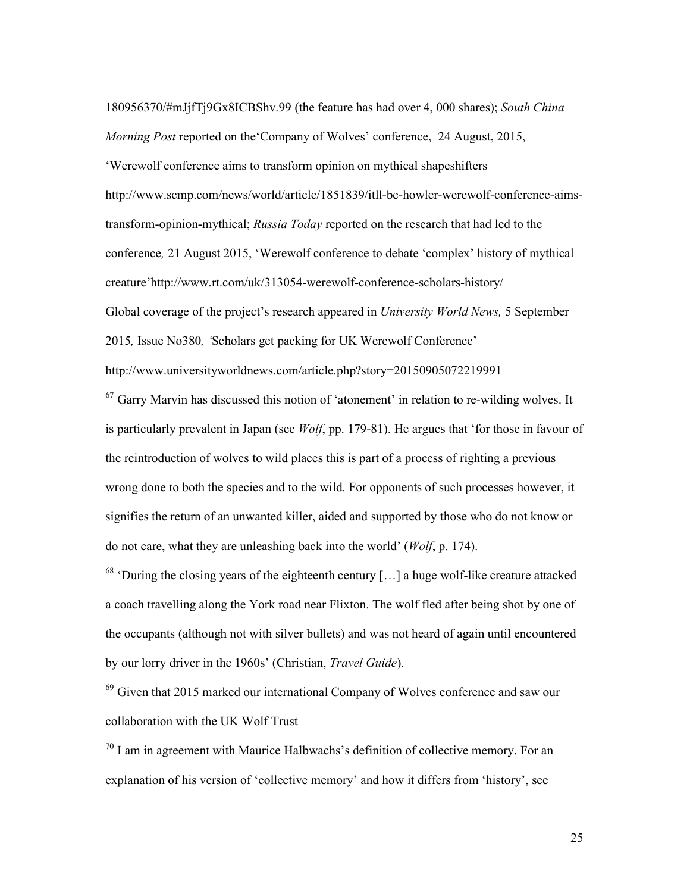180956370/#mJjfTj9Gx8ICBShv.99 (the feature has had over 4, 000 shares); *South China Morning Post* reported on the'Company of Wolves' conference, 24 August, 2015, 'Werewolf conference aims to transform opinion on mythical shapeshifters http://www.scmp.com/news/world/article/1851839/itll-be-howler-werewolf-conference-aims-transform-opinion-mythical; *Russia Today* reported on the research that had led to the conference*,* 21 August 2015, 'Werewolf conference to debate 'complex' history of mythical creature'http://www.rt.com/uk/313054-werewolf-conference-scholars-history/
Global coverage of the project's research appeared in *University World News,* 5 September 2015*,* Issue No380*, '*Scholars get packing for UK Werewolf Conference' http://www.universityworldnews.com/article.php?story=20150905072219991

[67] Garry Marvin has discussed this notion of 'atonement' in relation to re-wilding wolves. It is particularly prevalent in Japan (see *Wolf*, pp. 179-81). He argues that 'for those in favour of the reintroduction of wolves to wild places this is part of a process of righting a previous wrong done to both the species and to the wild. For opponents of such processes however, it signifies the return of an unwanted killer, aided and supported by those who do not know or do not care, what they are unleashing back into the world' (*Wolf*, p. 174).

[68] 'During the closing years of the eighteenth century […] a huge wolf-like creature attacked a coach travelling along the York road near Flixton. The wolf fled after being shot by one of the occupants (although not with silver bullets) and was not heard of again until encountered by our lorry driver in the 1960s' (Christian, *Travel Guide*).

[69] Given that 2015 marked our international Company of Wolves conference and saw our collaboration with the UK Wolf Trust

[70] I am in agreement with Maurice Halbwachs's definition of collective memory. For an explanation of his version of 'collective memory' and how it differs from 'history', see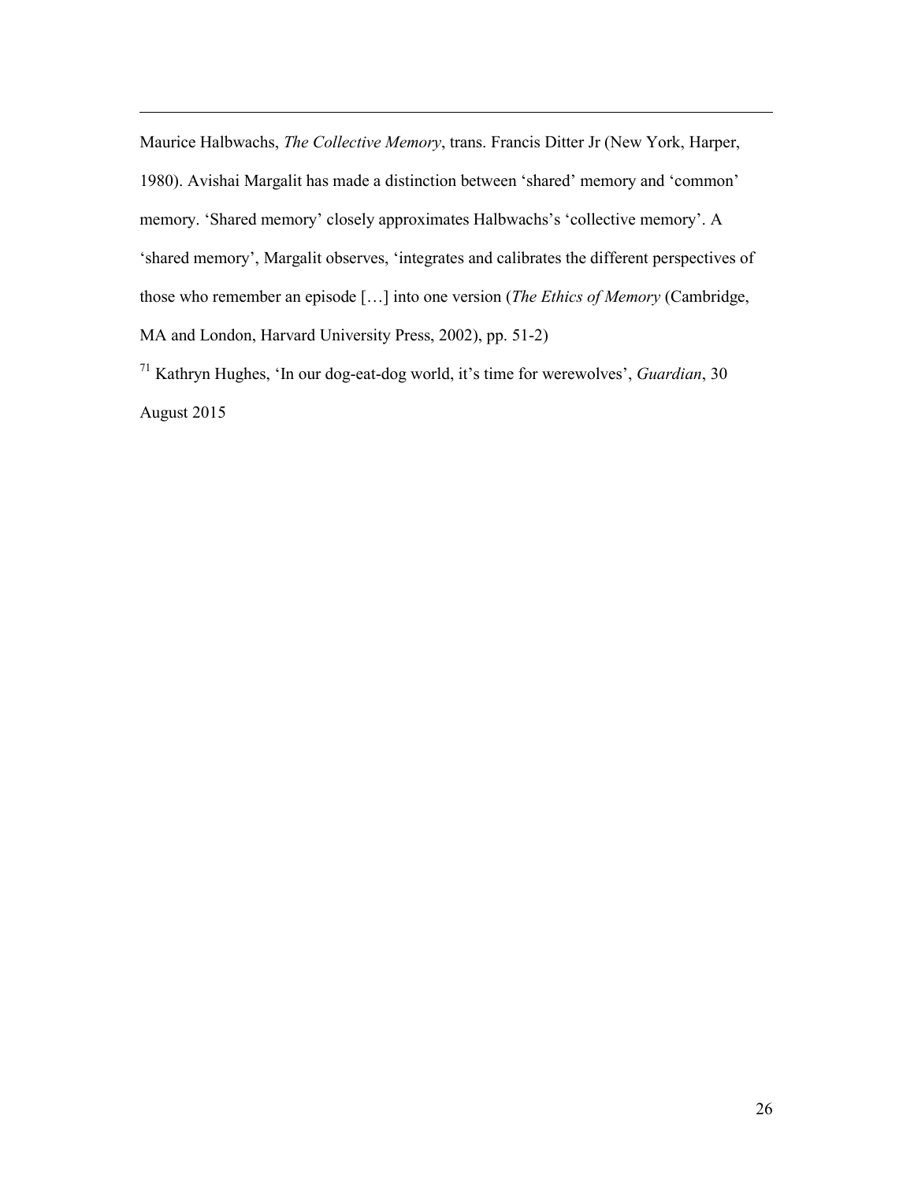Maurice Halbwachs, *The Collective Memory*, trans. Francis Ditter Jr (New York, Harper, 1980). Avishai Margalit has made a distinction between 'shared' memory and 'common' memory. 'Shared memory' closely approximates Halbwachs's 'collective memory'. A 'shared memory', Margalit observes, 'integrates and calibrates the different perspectives of those who remember an episode […] into one version (*The Ethics of Memory* (Cambridge, MA and London, Harvard University Press, 2002), pp. 51-2)

[71] Kathryn Hughes, 'In our dog-eat-dog world, it's time for werewolves', *Guardian*, 30 August 2015